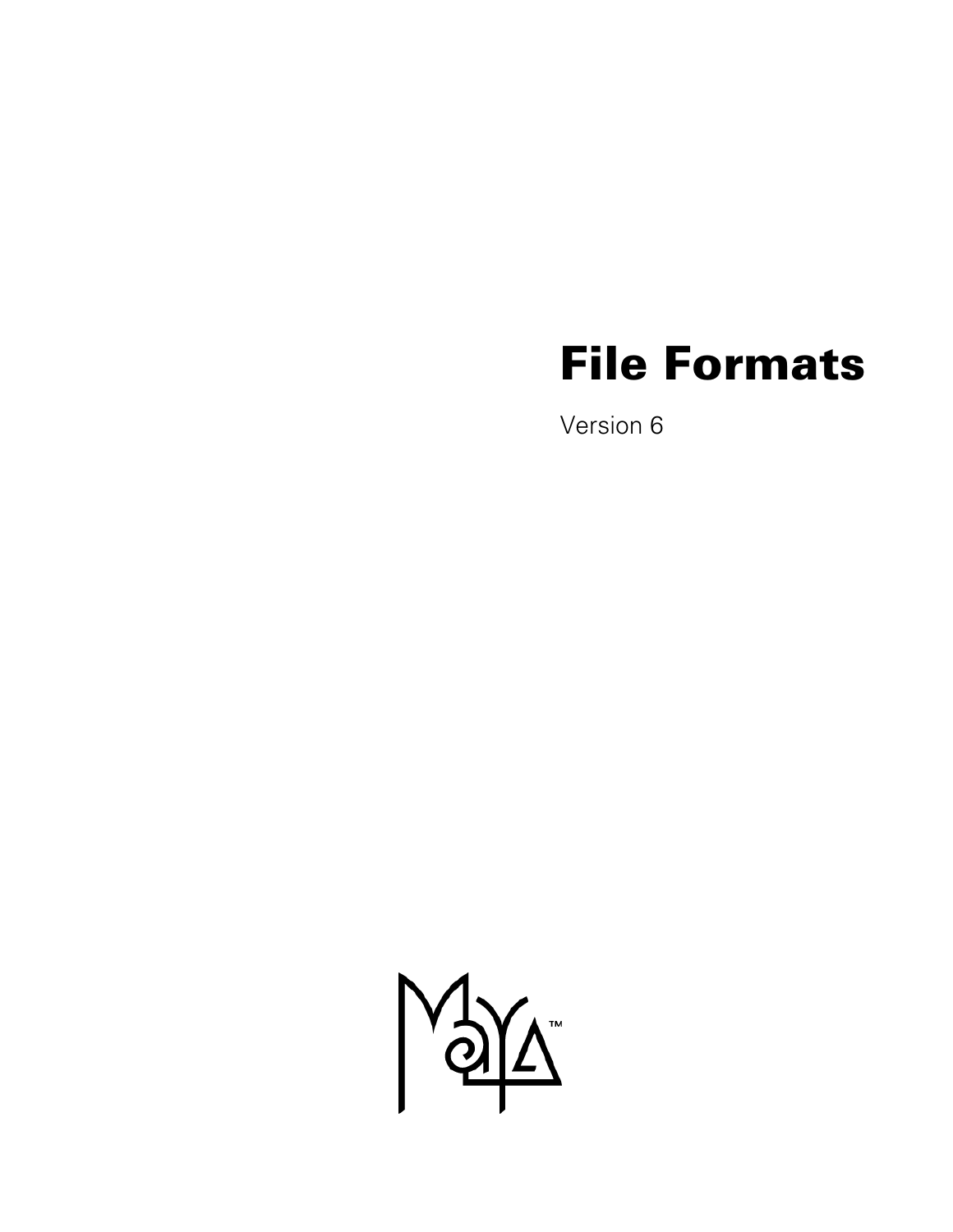# File Formats

Version 6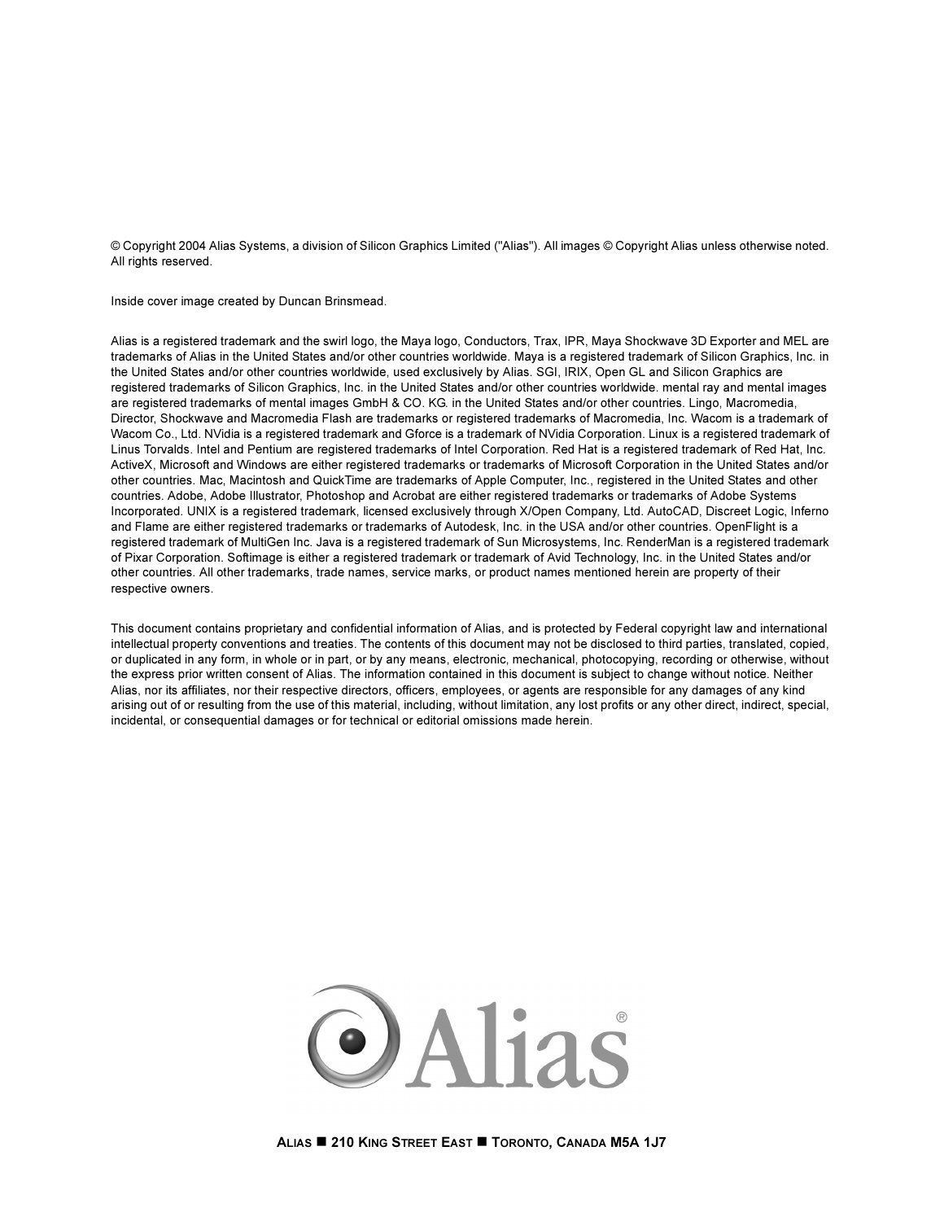© Copyright 2004 Alias Systems, a division of Silicon Graphics Limited ("Alias"). All images © Copyright Alias unless otherwise noted. All rights reserved.

Inside cover image created by Duncan Brinsmead.

Alias is a registered trademark and the swirl logo, the Maya logo, Conductors, Trax, IPR, Maya Shockwave 3D Exporter and MEL are trademarks of Alias in the United States and/or other countries worldwide. Maya is a registered trademark of Silicon Graphics, Inc. in the United States and/or other countries worldwide, used exclusively by Alias. SGI, IRIX, Open GL and Silicon Graphics are registered trademarks of Silicon Graphics, Inc. in the United States and/or other countries worldwide. mental ray and mental images are registered trademarks of mental images GmbH & CO. KG. in the United States and/or other countries. Lingo, Macromedia, Director, Shockwave and Macromedia Flash are trademarks or registered trademarks of Macromedia, Inc. Wacom is a trademark of Wacom Co., Ltd. NVidia is a registered trademark and Gforce is a trademark of NVidia Corporation. Linux is a registered trademark of Linus Torvalds. Intel and Pentium are registered trademarks of Intel Corporation. Red Hat is a registered trademark of Red Hat, Inc. ActiveX, Microsoft and Windows are either registered trademarks or trademarks of Microsoft Corporation in the United States and/or other countries. Mac, Macintosh and QuickTime are trademarks of Apple Computer, Inc., registered in the United States and other countries. Adobe, Adobe Illustrator, Photoshop and Acrobat are either registered trademarks or trademarks of Adobe Systems Incorporated. UNIX is a registered trademark, licensed exclusively through X/Open Company, Ltd. AutoCAD, Discreet Logic, Inferno and Flame are either registered trademarks or trademarks of Autodesk, Inc. in the USA and/or other countries. OpenFlight is a registered trademark of MultiGen Inc. Java is a registered trademark of Sun Microsystems, Inc. RenderMan is a registered trademark of Pixar Corporation. Softimage is either a registered trademark or trademark of Avid Technology, Inc. in the United States and/or other countries. All other trademarks, trade names, service marks, or product names mentioned herein are property of their respective owners.

This document contains proprietary and confidential information of Alias, and is protected by Federal copyright law and international intellectual property conventions and treaties. The contents of this document may not be disclosed to third parties, translated, copied, or duplicated in any form, in whole or in part, or by any means, electronic, mechanical, photocopying, recording or otherwise, without the express prior written consent of Alias. The information contained in this document is subject to change without notice. Neither Alias, nor its affiliates, nor their respective directors, officers, employees, or agents are responsible for any damages of any kind arising out of or resulting from the use of this material, including, without limitation, any lost profits or any other direct, indirect, special, incidental, or consequential damages or for technical or editorial omissions made herein.

Alias®

ALIAS ■ 210 KING STREET EAST ■ TORONTO, CANADA M5A 1J7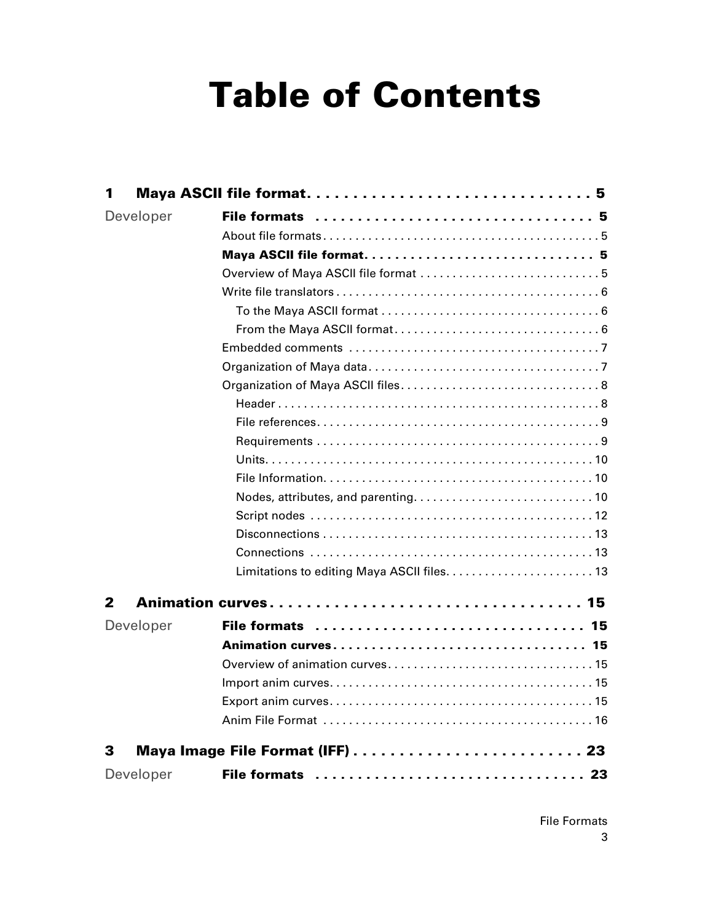# Table of Contents

**1 Maya ASCII file format . . . . . . . . . . . . . . . . . . . . . . . . . . . . . . . 5**

Developer **File formats . . . . . . . . . . . . . . . . . . . . . . . . . . . . . . . . 5**

- About file formats . . . . . . . . . . . . . . . . . . . . . . . . . . . . . . . . . . . . . . . . . . 5
- **Maya ASCII file format. . . . . . . . . . . . . . . . . . . . . . . . . . . . . . 5**
- Overview of Maya ASCII file format . . . . . . . . . . . . . . . . . . . . . . . . . . . . 5
- Write file translators . . . . . . . . . . . . . . . . . . . . . . . . . . . . . . . . . . . . . . . . 6
  - To the Maya ASCII format . . . . . . . . . . . . . . . . . . . . . . . . . . . . . . . . . . 6
  - From the Maya ASCII format. . . . . . . . . . . . . . . . . . . . . . . . . . . . . . . . 6
- Embedded comments . . . . . . . . . . . . . . . . . . . . . . . . . . . . . . . . . . . . . . . 7
- Organization of Maya data. . . . . . . . . . . . . . . . . . . . . . . . . . . . . . . . . . . . 7
- Organization of Maya ASCII files. . . . . . . . . . . . . . . . . . . . . . . . . . . . . . . 8
  - Header . . . . . . . . . . . . . . . . . . . . . . . . . . . . . . . . . . . . . . . . . . . . . . . . . . 8
  - File references. . . . . . . . . . . . . . . . . . . . . . . . . . . . . . . . . . . . . . . . . . . . 9
  - Requirements . . . . . . . . . . . . . . . . . . . . . . . . . . . . . . . . . . . . . . . . . . . . 9
  - Units. . . . . . . . . . . . . . . . . . . . . . . . . . . . . . . . . . . . . . . . . . . . . . . . . . . 10
  - File Information. . . . . . . . . . . . . . . . . . . . . . . . . . . . . . . . . . . . . . . . . . 10
  - Nodes, attributes, and parenting. . . . . . . . . . . . . . . . . . . . . . . . . . . . 10
  - Script nodes . . . . . . . . . . . . . . . . . . . . . . . . . . . . . . . . . . . . . . . . . . . 12
  - Disconnections . . . . . . . . . . . . . . . . . . . . . . . . . . . . . . . . . . . . . . . . . . 13
  - Connections . . . . . . . . . . . . . . . . . . . . . . . . . . . . . . . . . . . . . . . . . . . 13
  - Limitations to editing Maya ASCII files. . . . . . . . . . . . . . . . . . . . . . . 13

**2 Animation curves . . . . . . . . . . . . . . . . . . . . . . . . . . . . . . . . . . 15**

Developer **File formats . . . . . . . . . . . . . . . . . . . . . . . . . . . . . . . . 15**

- **Animation curves . . . . . . . . . . . . . . . . . . . . . . . . . . . . . . . . . 15**
- Overview of animation curves. . . . . . . . . . . . . . . . . . . . . . . . . . . . . . . . 15
- Import anim curves. . . . . . . . . . . . . . . . . . . . . . . . . . . . . . . . . . . . . . . . . 15
- Export anim curves. . . . . . . . . . . . . . . . . . . . . . . . . . . . . . . . . . . . . . . . . 15
- Anim File Format . . . . . . . . . . . . . . . . . . . . . . . . . . . . . . . . . . . . . . . . . . 16

**3 Maya Image File Format (IFF) . . . . . . . . . . . . . . . . . . . . . . . . . 23**

Developer **File formats . . . . . . . . . . . . . . . . . . . . . . . . . . . . . . . . 23**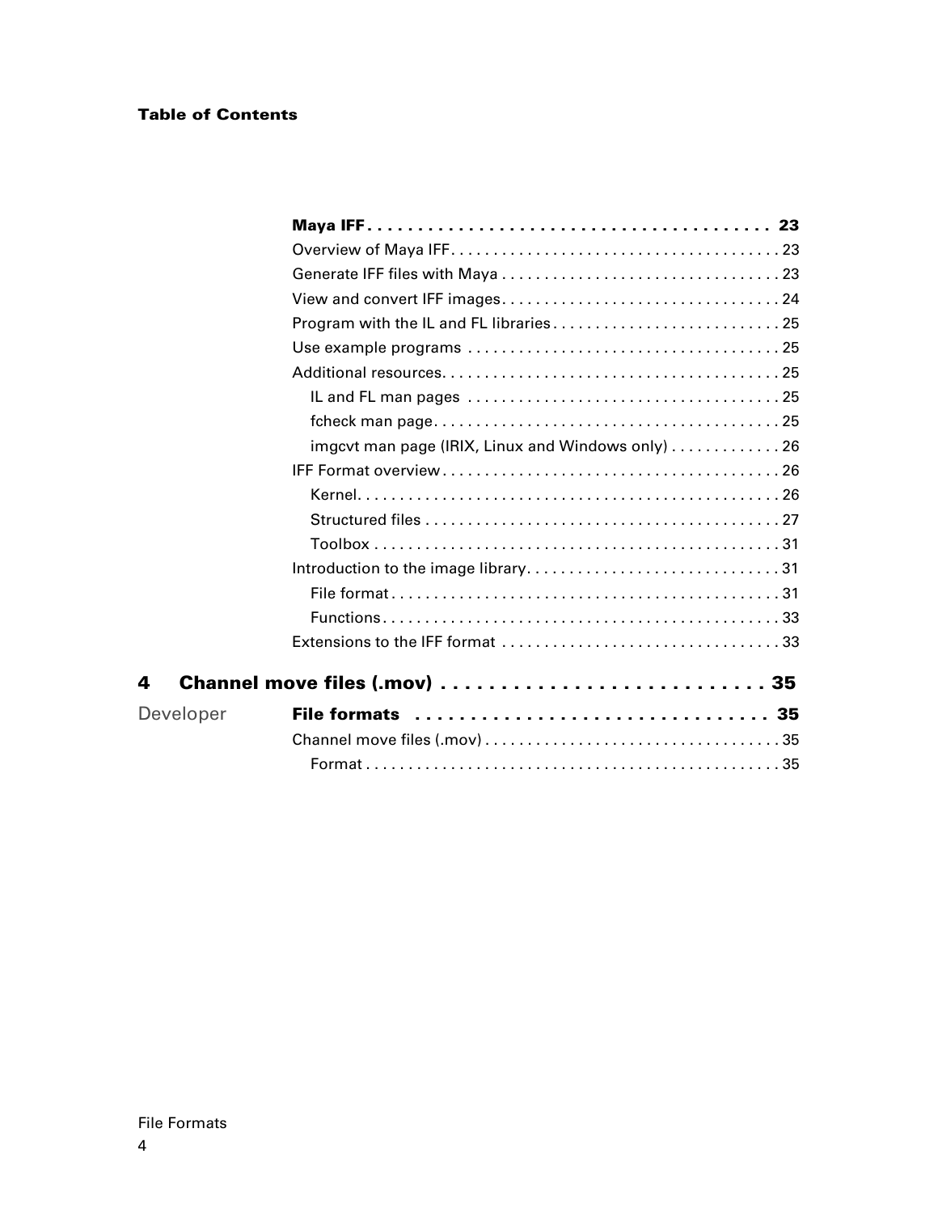**Table of Contents**

**Maya IFF . . . . . . . . . . . . . . . . . . . . . . . . . . . . . . . . . . . . . . . 23**

Overview of Maya IFF. . . . . . . . . . . . . . . . . . . . . . . . . . . . . . . . . . . . . . 23

Generate IFF files with Maya . . . . . . . . . . . . . . . . . . . . . . . . . . . . . . . . 23

View and convert IFF images. . . . . . . . . . . . . . . . . . . . . . . . . . . . . . . . 24

Program with the IL and FL libraries . . . . . . . . . . . . . . . . . . . . . . . . . . 25

Use example programs . . . . . . . . . . . . . . . . . . . . . . . . . . . . . . . . . . . . 25

Additional resources. . . . . . . . . . . . . . . . . . . . . . . . . . . . . . . . . . . . . . . 25

- IL and FL man pages . . . . . . . . . . . . . . . . . . . . . . . . . . . . . . . . . . . . 25
- fcheck man page. . . . . . . . . . . . . . . . . . . . . . . . . . . . . . . . . . . . . . . . 25
- imgcvt man page (IRIX, Linux and Windows only) . . . . . . . . . . . . . 26

IFF Format overview . . . . . . . . . . . . . . . . . . . . . . . . . . . . . . . . . . . . . . . 26

- Kernel. . . . . . . . . . . . . . . . . . . . . . . . . . . . . . . . . . . . . . . . . . . . . . . . . 26
- Structured files . . . . . . . . . . . . . . . . . . . . . . . . . . . . . . . . . . . . . . . . . 27
- Toolbox . . . . . . . . . . . . . . . . . . . . . . . . . . . . . . . . . . . . . . . . . . . . . . . 31

Introduction to the image library. . . . . . . . . . . . . . . . . . . . . . . . . . . . . . 31

- File format . . . . . . . . . . . . . . . . . . . . . . . . . . . . . . . . . . . . . . . . . . . . . 31
- Functions . . . . . . . . . . . . . . . . . . . . . . . . . . . . . . . . . . . . . . . . . . . . . . 33

Extensions to the IFF format . . . . . . . . . . . . . . . . . . . . . . . . . . . . . . . . 33

## 4 Channel move files (.mov) . . . . . . . . . . . . . . . . . . . . . . . . . . 35

Developer **File formats . . . . . . . . . . . . . . . . . . . . . . . . . . . . . . 35**

Channel move files (.mov) . . . . . . . . . . . . . . . . . . . . . . . . . . . . . . . . . . 35

- Format . . . . . . . . . . . . . . . . . . . . . . . . . . . . . . . . . . . . . . . . . . . . . . . . 35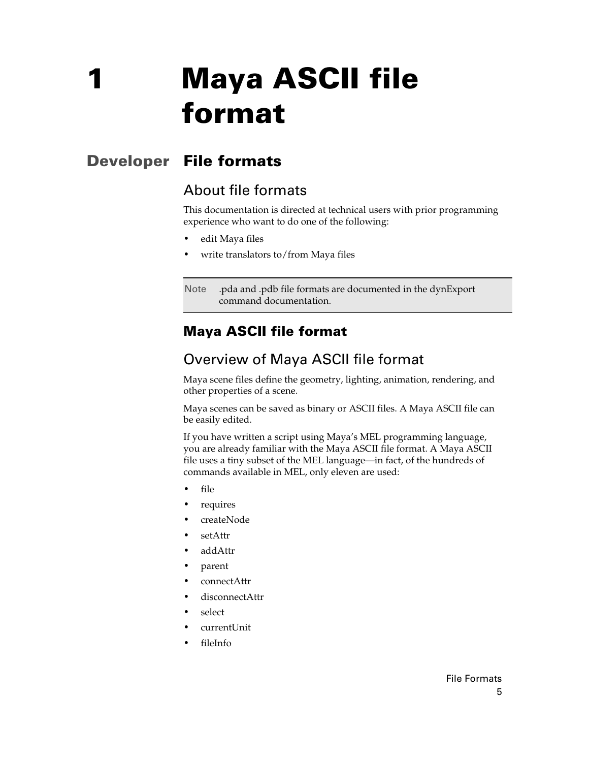# 1 Maya ASCII file format

## Developer File formats

### About file formats

This documentation is directed at technical users with prior programming experience who want to do one of the following:

- edit Maya files
- write translators to/from Maya files

> Note .pda and .pdb file formats are documented in the dynExport command documentation.

## Maya ASCII file format

### Overview of Maya ASCII file format

Maya scene files define the geometry, lighting, animation, rendering, and other properties of a scene.

Maya scenes can be saved as binary or ASCII files. A Maya ASCII file can be easily edited.

If you have written a script using Maya's MEL programming language, you are already familiar with the Maya ASCII file format. A Maya ASCII file uses a tiny subset of the MEL language—in fact, of the hundreds of commands available in MEL, only eleven are used:

- file
- requires
- createNode
- setAttr
- addAttr
- parent
- connectAttr
- disconnectAttr
- select
- currentUnit
- fileInfo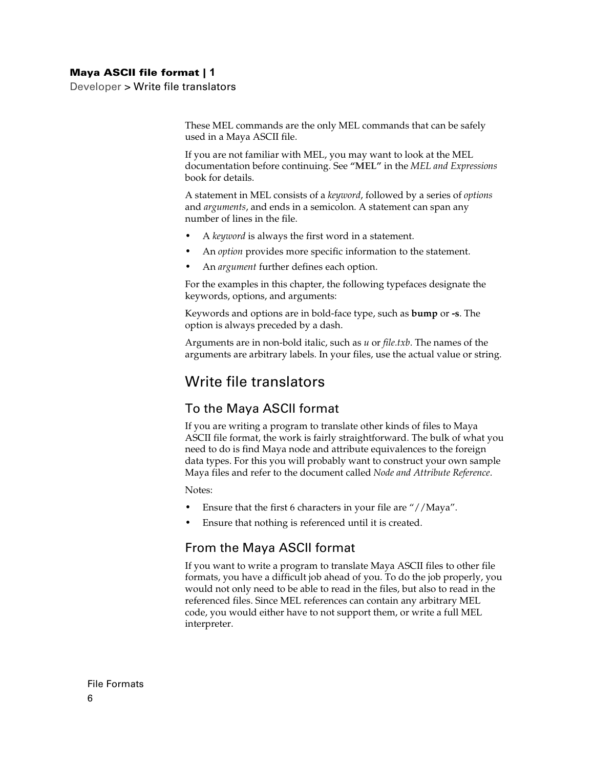These MEL commands are the only MEL commands that can be safely used in a Maya ASCII file.

If you are not familiar with MEL, you may want to look at the MEL documentation before continuing. See **"MEL"** in the *MEL and Expressions* book for details.

A statement in MEL consists of a *keyword*, followed by a series of *options* and *arguments*, and ends in a semicolon. A statement can span any number of lines in the file.

- A *keyword* is always the first word in a statement.
- An *option* provides more specific information to the statement.
- An *argument* further defines each option.

For the examples in this chapter, the following typefaces designate the keywords, options, and arguments:

Keywords and options are in bold-face type, such as **bump** or **-s**. The option is always preceded by a dash.

Arguments are in non-bold italic, such as *u* or *file.txb*. The names of the arguments are arbitrary labels. In your files, use the actual value or string.

# Write file translators

## To the Maya ASCII format

If you are writing a program to translate other kinds of files to Maya ASCII file format, the work is fairly straightforward. The bulk of what you need to do is find Maya node and attribute equivalences to the foreign data types. For this you will probably want to construct your own sample Maya files and refer to the document called *Node and Attribute Reference*.

Notes:

- Ensure that the first 6 characters in your file are "//Maya".
- Ensure that nothing is referenced until it is created.

## From the Maya ASCII format

If you want to write a program to translate Maya ASCII files to other file formats, you have a difficult job ahead of you. To do the job properly, you would not only need to be able to read in the files, but also to read in the referenced files. Since MEL references can contain any arbitrary MEL code, you would either have to not support them, or write a full MEL interpreter.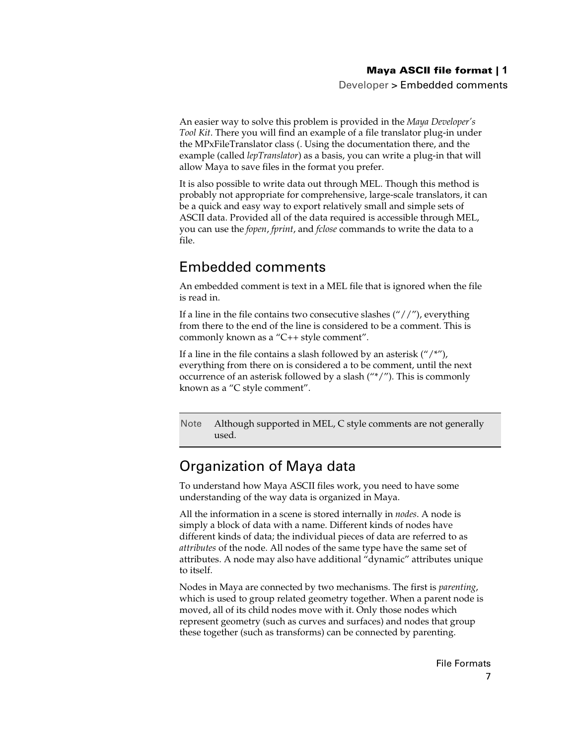An easier way to solve this problem is provided in the *Maya Developer's Tool Kit*. There you will find an example of a file translator plug-in under the MPxFileTranslator class (. Using the documentation there, and the example (called *lepTranslator*) as a basis, you can write a plug-in that will allow Maya to save files in the format you prefer.

It is also possible to write data out through MEL. Though this method is probably not appropriate for comprehensive, large-scale translators, it can be a quick and easy way to export relatively small and simple sets of ASCII data. Provided all of the data required is accessible through MEL, you can use the *fopen*, *fprint*, and *fclose* commands to write the data to a file.

## Embedded comments

An embedded comment is text in a MEL file that is ignored when the file is read in.

If a line in the file contains two consecutive slashes ("//"), everything from there to the end of the line is considered to be a comment. This is commonly known as a "C++ style comment".

If a line in the file contains a slash followed by an asterisk ("/*"), everything from there on is considered a to be comment, until the next occurrence of an asterisk followed by a slash ("*/"). This is commonly known as a "C style comment".

> **Note** Although supported in MEL, C style comments are not generally used.

## Organization of Maya data

To understand how Maya ASCII files work, you need to have some understanding of the way data is organized in Maya.

All the information in a scene is stored internally in *nodes*. A node is simply a block of data with a name. Different kinds of nodes have different kinds of data; the individual pieces of data are referred to as *attributes* of the node. All nodes of the same type have the same set of attributes. A node may also have additional "dynamic" attributes unique to itself.

Nodes in Maya are connected by two mechanisms. The first is *parenting*, which is used to group related geometry together. When a parent node is moved, all of its child nodes move with it. Only those nodes which represent geometry (such as curves and surfaces) and nodes that group these together (such as transforms) can be connected by parenting.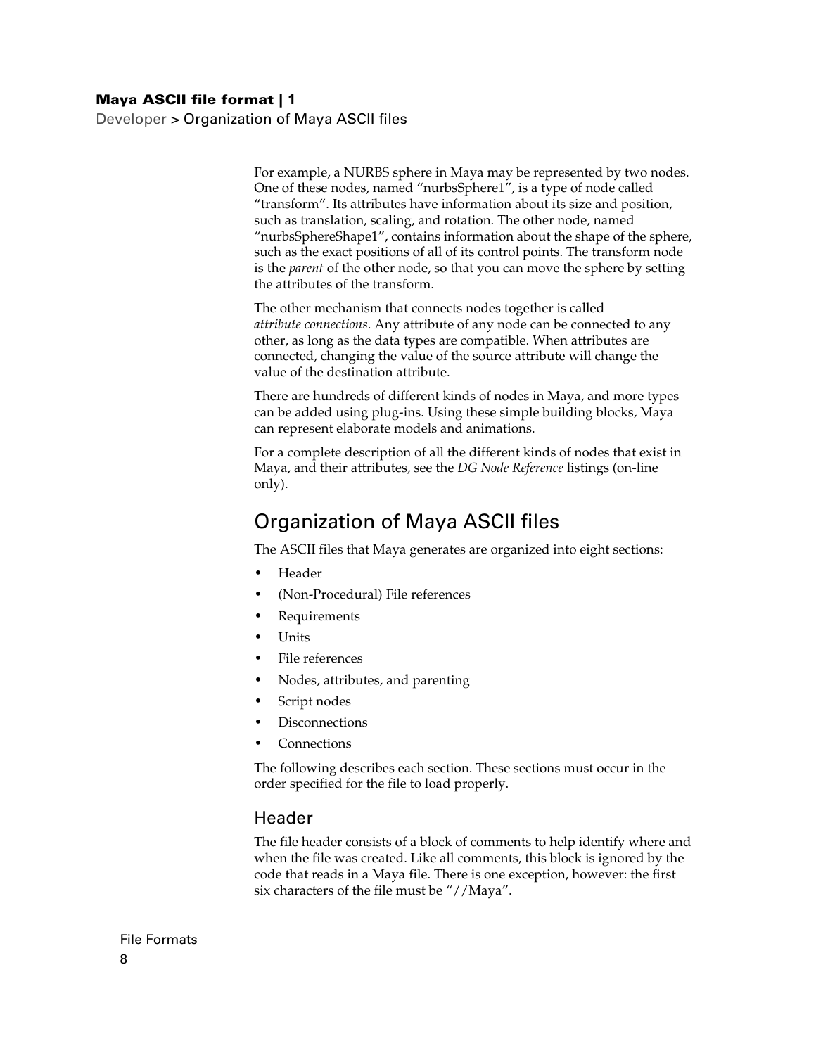For example, a NURBS sphere in Maya may be represented by two nodes. One of these nodes, named “nurbsSphere1”, is a type of node called “transform”. Its attributes have information about its size and position, such as translation, scaling, and rotation. The other node, named “nurbsSphereShape1”, contains information about the shape of the sphere, such as the exact positions of all of its control points. The transform node is the *parent* of the other node, so that you can move the sphere by setting the attributes of the transform.

The other mechanism that connects nodes together is called *attribute connections*. Any attribute of any node can be connected to any other, as long as the data types are compatible. When attributes are connected, changing the value of the source attribute will change the value of the destination attribute.

There are hundreds of different kinds of nodes in Maya, and more types can be added using plug-ins. Using these simple building blocks, Maya can represent elaborate models and animations.

For a complete description of all the different kinds of nodes that exist in Maya, and their attributes, see the *DG Node Reference* listings (on-line only).

## Organization of Maya ASCII files

The ASCII files that Maya generates are organized into eight sections:

- Header
- (Non-Procedural) File references
- Requirements
- Units
- File references
- Nodes, attributes, and parenting
- Script nodes
- Disconnections
- Connections

The following describes each section. These sections must occur in the order specified for the file to load properly.

### Header

The file header consists of a block of comments to help identify where and when the file was created. Like all comments, this block is ignored by the code that reads in a Maya file. There is one exception, however: the first six characters of the file must be “//Maya”.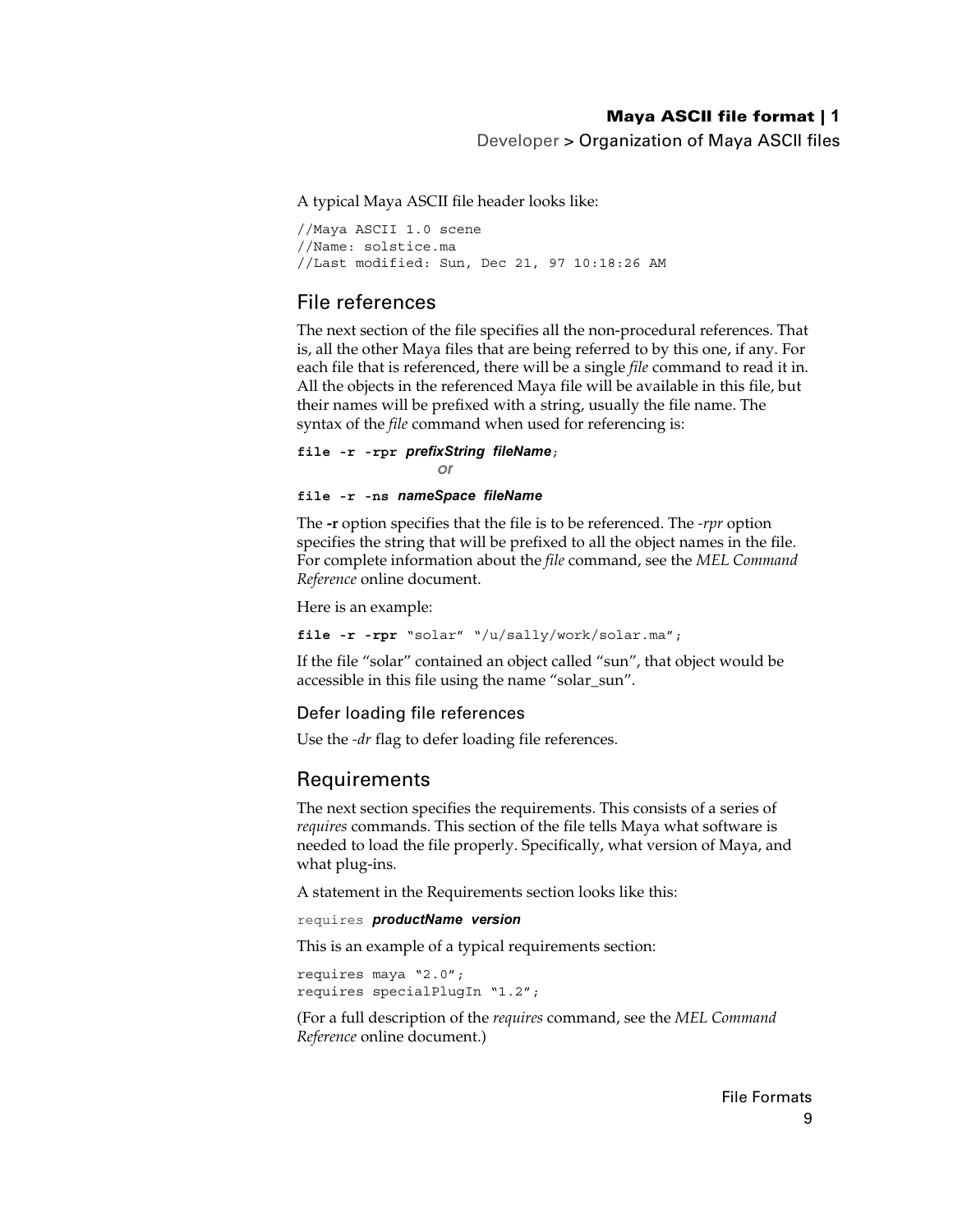A typical Maya ASCII file header looks like:

```
//Maya ASCII 1.0 scene
//Name: solstice.ma
//Last modified: Sun, Dec 21, 97 10:18:26 AM
```

## File references

The next section of the file specifies all the non-procedural references. That is, all the other Maya files that are being referred to by this one, if any. For each file that is referenced, there will be a single *file* command to read it in. All the objects in the referenced Maya file will be available in this file, but their names will be prefixed with a string, usually the file name. The syntax of the *file* command when used for referencing is:

**file -r -rpr** ***prefixString fileName***;

***or***

**file -r -ns** ***nameSpace fileName***

The **-r** option specifies that the file is to be referenced. The *-rpr* option specifies the string that will be prefixed to all the object names in the file. For complete information about the *file* command, see the *MEL Command Reference* online document.

Here is an example:

```
file -r -rpr "solar" "/u/sally/work/solar.ma";
```

If the file "solar" contained an object called "sun", that object would be accessible in this file using the name "solar_sun".

### Defer loading file references

Use the *-dr* flag to defer loading file references.

## Requirements

The next section specifies the requirements. This consists of a series of *requires* commands. This section of the file tells Maya what software is needed to load the file properly. Specifically, what version of Maya, and what plug-ins.

A statement in the Requirements section looks like this:

requires ***productName version***

This is an example of a typical requirements section:

```
requires maya "2.0";
requires specialPlugIn "1.2";
```

(For a full description of the *requires* command, see the *MEL Command Reference* online document.)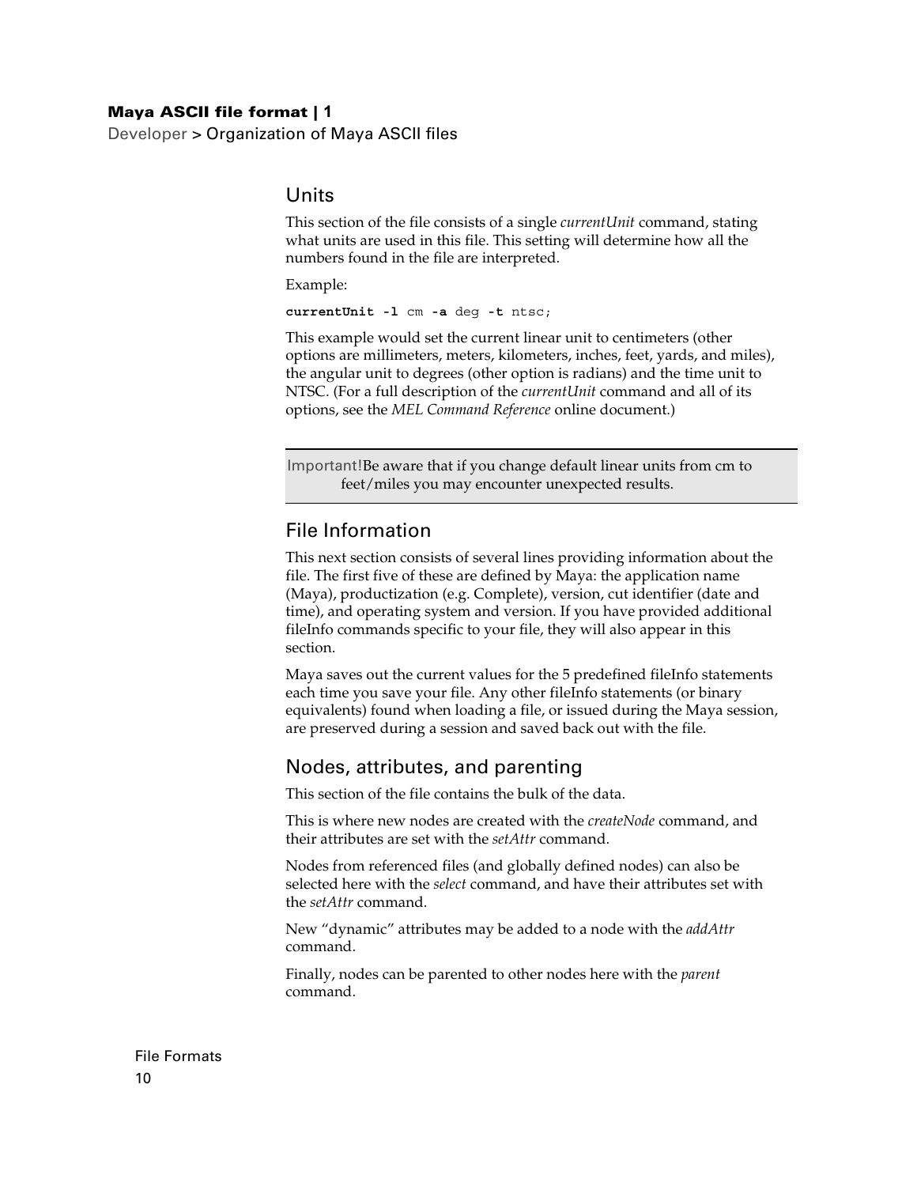## Units

This section of the file consists of a single *currentUnit* command, stating what units are used in this file. This setting will determine how all the numbers found in the file are interpreted.

Example:

```
currentUnit -l cm -a deg -t ntsc;
```

This example would set the current linear unit to centimeters (other options are millimeters, meters, kilometers, inches, feet, yards, and miles), the angular unit to degrees (other option is radians) and the time unit to NTSC. (For a full description of the *currentUnit* command and all of its options, see the *MEL Command Reference* online document.)

> Important! Be aware that if you change default linear units from cm to feet/miles you may encounter unexpected results.

## File Information

This next section consists of several lines providing information about the file. The first five of these are defined by Maya: the application name (Maya), productization (e.g. Complete), version, cut identifier (date and time), and operating system and version. If you have provided additional fileInfo commands specific to your file, they will also appear in this section.

Maya saves out the current values for the 5 predefined fileInfo statements each time you save your file. Any other fileInfo statements (or binary equivalents) found when loading a file, or issued during the Maya session, are preserved during a session and saved back out with the file.

## Nodes, attributes, and parenting

This section of the file contains the bulk of the data.

This is where new nodes are created with the *createNode* command, and their attributes are set with the *setAttr* command.

Nodes from referenced files (and globally defined nodes) can also be selected here with the *select* command, and have their attributes set with the *setAttr* command.

New "dynamic" attributes may be added to a node with the *addAttr* command.

Finally, nodes can be parented to other nodes here with the *parent* command.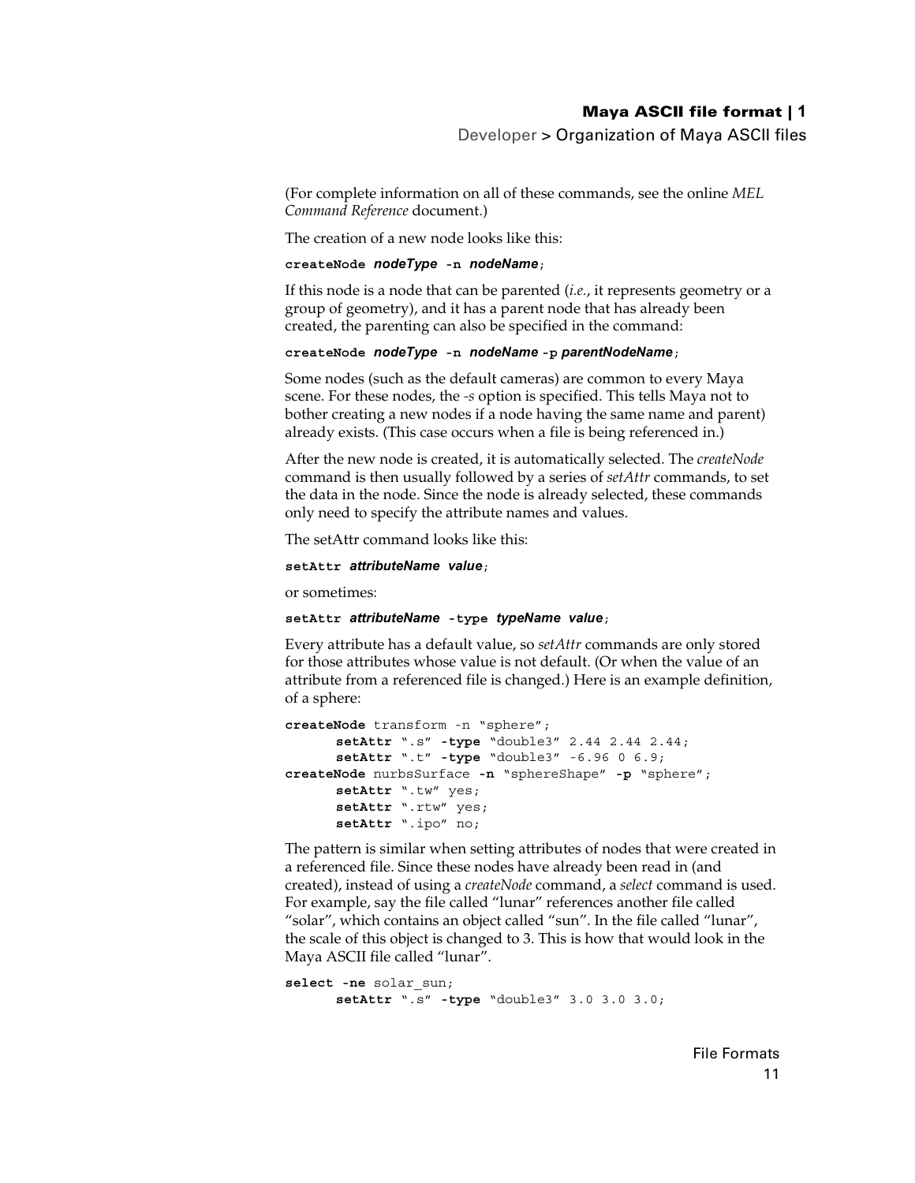(For complete information on all of these commands, see the online *MEL Command Reference* document.)

The creation of a new node looks like this:

**createNode** ***nodeType*** **-n** ***nodeName***;

If this node is a node that can be parented (*i.e.*, it represents geometry or a group of geometry), and it has a parent node that has already been created, the parenting can also be specified in the command:

**createNode** ***nodeType*** **-n** ***nodeName*** **-p** ***parentNodeName***;

Some nodes (such as the default cameras) are common to every Maya scene. For these nodes, the *-s* option is specified. This tells Maya not to bother creating a new nodes if a node having the same name and parent) already exists. (This case occurs when a file is being referenced in.)

After the new node is created, it is automatically selected. The *createNode* command is then usually followed by a series of *setAttr* commands, to set the data in the node. Since the node is already selected, these commands only need to specify the attribute names and values.

The setAttr command looks like this:

**setAttr** ***attributeName*** ***value***;

or sometimes:

**setAttr** ***attributeName*** **-type** ***typeName*** ***value***;

Every attribute has a default value, so *setAttr* commands are only stored for those attributes whose value is not default. (Or when the value of an attribute from a referenced file is changed.) Here is an example definition, of a sphere:

```
createNode transform -n "sphere";
      setAttr ".s" -type "double3" 2.44 2.44 2.44;
      setAttr ".t" -type "double3" -6.96 0 6.9;
createNode nurbsSurface -n "sphereShape" -p "sphere";
      setAttr ".tw" yes;
      setAttr ".rtw" yes;
      setAttr ".ipo" no;
```

The pattern is similar when setting attributes of nodes that were created in a referenced file. Since these nodes have already been read in (and created), instead of using a *createNode* command, a *select* command is used. For example, say the file called "lunar" references another file called "solar", which contains an object called "sun". In the file called "lunar", the scale of this object is changed to 3. This is how that would look in the Maya ASCII file called "lunar".

```
select -ne solar_sun;
      setAttr ".s" -type "double3" 3.0 3.0 3.0;
```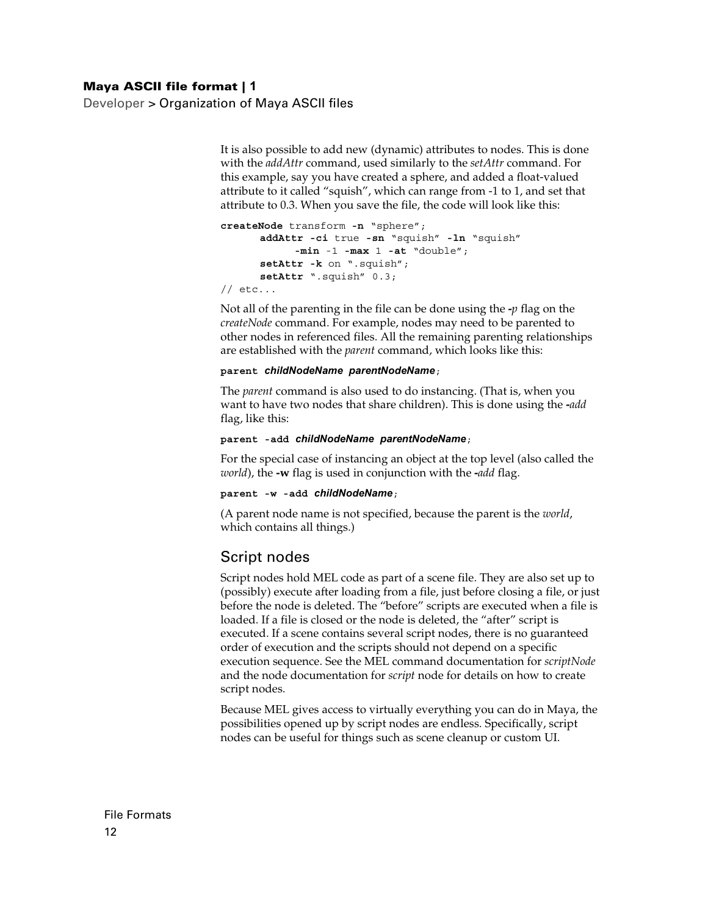It is also possible to add new (dynamic) attributes to nodes. This is done with the *addAttr* command, used similarly to the *setAttr* command. For this example, say you have created a sphere, and added a float-valued attribute to it called “squish”, which can range from -1 to 1, and set that attribute to 0.3. When you save the file, the code will look like this:

```
createNode transform -n "sphere";
      addAttr -ci true -sn "squish" -ln "squish"
            -min -1 -max 1 -at "double";
      setAttr -k on ".squish";
      setAttr ".squish" 0.3;
// etc...
```

Not all of the parenting in the file can be done using the ***-p*** flag on the *createNode* command. For example, nodes may need to be parented to other nodes in referenced files. All the remaining parenting relationships are established with the *parent* command, which looks like this:

```
parent childNodeName parentNodeName;
```

The *parent* command is also used to do instancing. (That is, when you want to have two nodes that share children). This is done using the ***-add*** flag, like this:

```
parent -add childNodeName parentNodeName;
```

For the special case of instancing an object at the top level (also called the *world*), the **-w** flag is used in conjunction with the ***-add*** flag.

```
parent -w -add childNodeName;
```

(A parent node name is not specified, because the parent is the *world*, which contains all things.)

## Script nodes

Script nodes hold MEL code as part of a scene file. They are also set up to (possibly) execute after loading from a file, just before closing a file, or just before the node is deleted. The “before” scripts are executed when a file is loaded. If a file is closed or the node is deleted, the “after” script is executed. If a scene contains several script nodes, there is no guaranteed order of execution and the scripts should not depend on a specific execution sequence. See the MEL command documentation for *scriptNode* and the node documentation for *script* node for details on how to create script nodes.

Because MEL gives access to virtually everything you can do in Maya, the possibilities opened up by script nodes are endless. Specifically, script nodes can be useful for things such as scene cleanup or custom UI.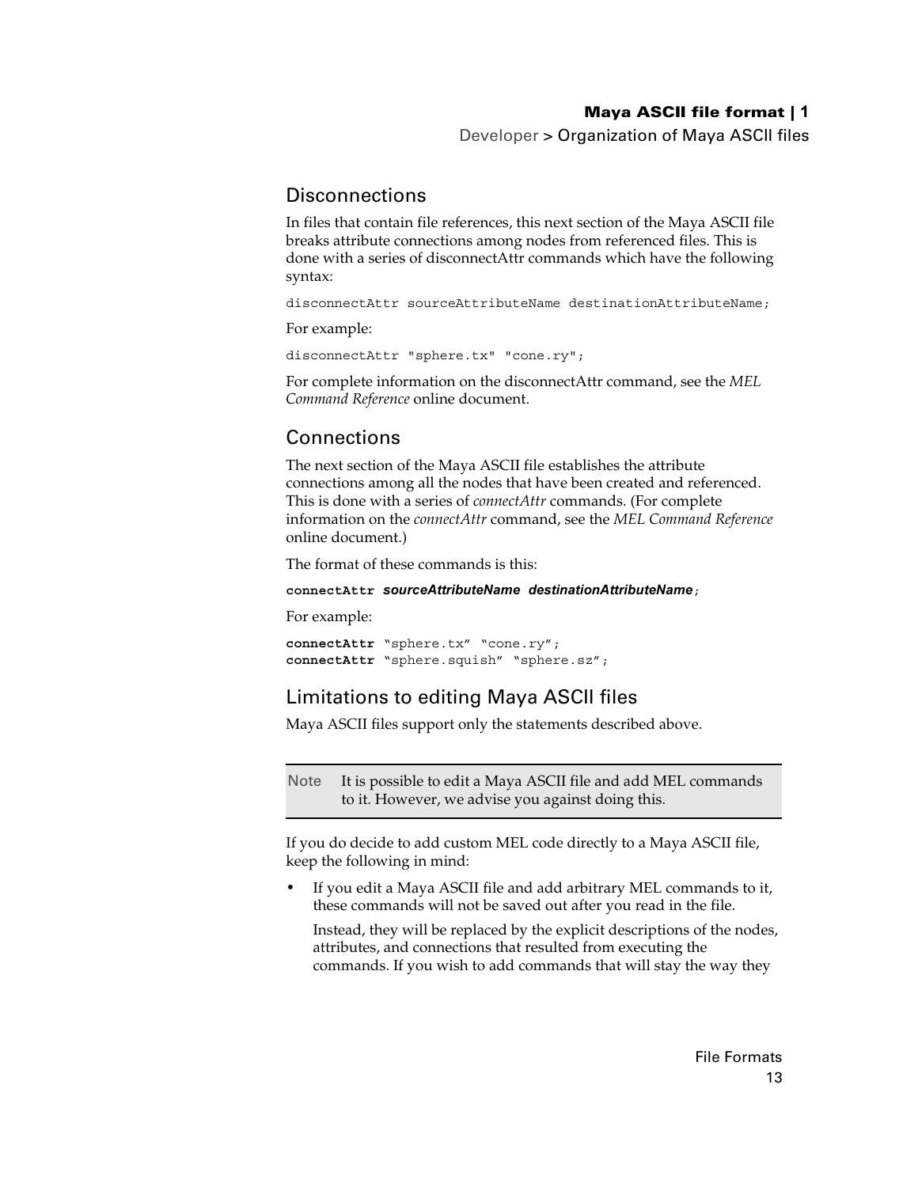## Disconnections

In files that contain file references, this next section of the Maya ASCII file breaks attribute connections among nodes from referenced files. This is done with a series of disconnectAttr commands which have the following syntax:

```
disconnectAttr sourceAttributeName destinationAttributeName;
```

For example:

```
disconnectAttr "sphere.tx" "cone.ry";
```

For complete information on the disconnectAttr command, see the *MEL Command Reference* online document.

## Connections

The next section of the Maya ASCII file establishes the attribute connections among all the nodes that have been created and referenced. This is done with a series of *connectAttr* commands. (For complete information on the *connectAttr* command, see the *MEL Command Reference* online document.)

The format of these commands is this:

```
connectAttr sourceAttributeName destinationAttributeName;
```

For example:

```
connectAttr "sphere.tx" "cone.ry";
connectAttr "sphere.squish" "sphere.sz";
```

## Limitations to editing Maya ASCII files

Maya ASCII files support only the statements described above.

> Note It is possible to edit a Maya ASCII file and add MEL commands to it. However, we advise you against doing this.

If you do decide to add custom MEL code directly to a Maya ASCII file, keep the following in mind:

- If you edit a Maya ASCII file and add arbitrary MEL commands to it, these commands will not be saved out after you read in the file.

  Instead, they will be replaced by the explicit descriptions of the nodes, attributes, and connections that resulted from executing the commands. If you wish to add commands that will stay the way they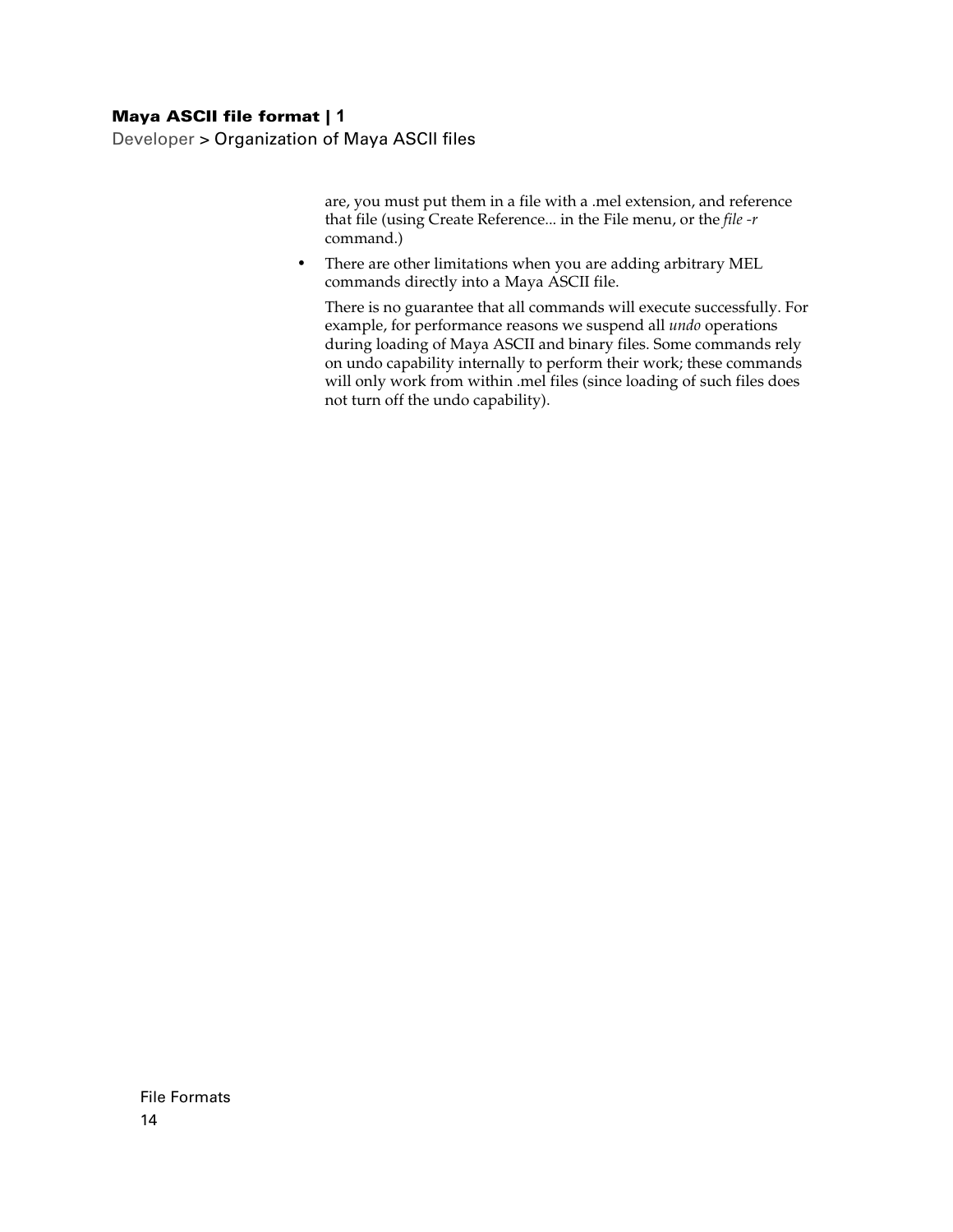are, you must put them in a file with a .mel extension, and reference that file (using Create Reference... in the File menu, or the *file -r* command.)

- There are other limitations when you are adding arbitrary MEL commands directly into a Maya ASCII file.

  There is no guarantee that all commands will execute successfully. For example, for performance reasons we suspend all *undo* operations during loading of Maya ASCII and binary files. Some commands rely on undo capability internally to perform their work; these commands will only work from within .mel files (since loading of such files does not turn off the undo capability).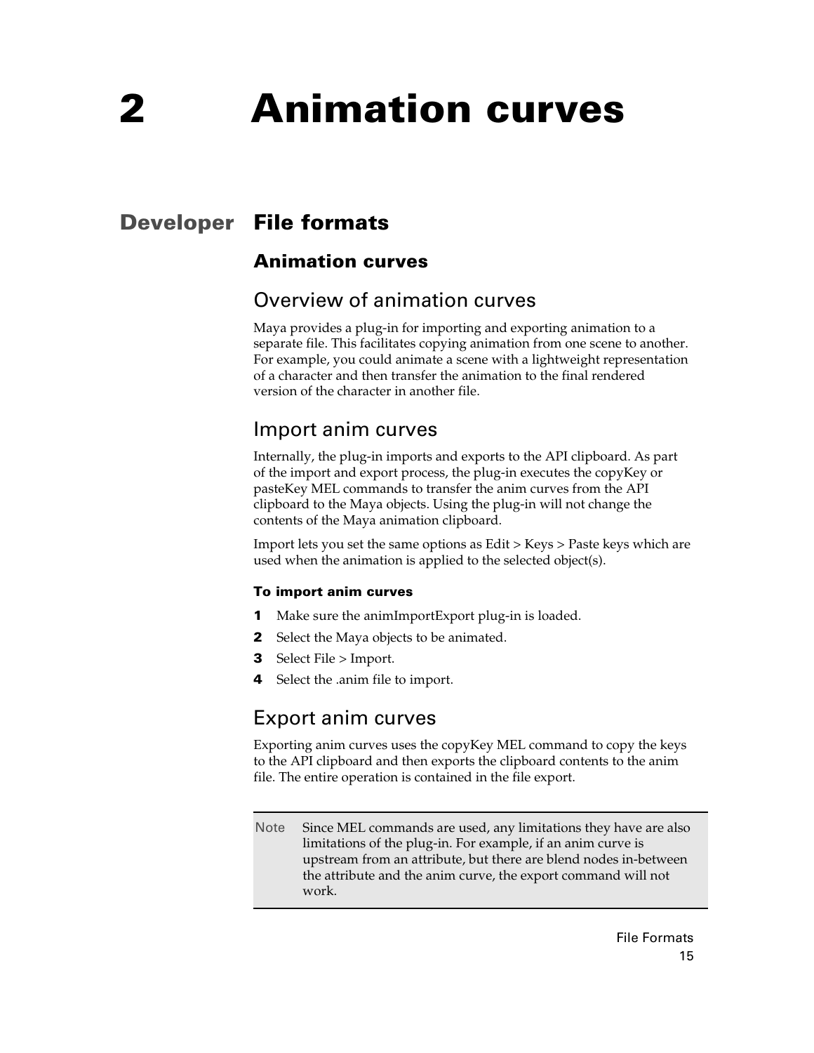# 2 Animation curves

## Developer File formats

### Animation curves

#### Overview of animation curves

Maya provides a plug-in for importing and exporting animation to a separate file. This facilitates copying animation from one scene to another. For example, you could animate a scene with a lightweight representation of a character and then transfer the animation to the final rendered version of the character in another file.

#### Import anim curves

Internally, the plug-in imports and exports to the API clipboard. As part of the import and export process, the plug-in executes the copyKey or pasteKey MEL commands to transfer the anim curves from the API clipboard to the Maya objects. Using the plug-in will not change the contents of the Maya animation clipboard.

Import lets you set the same options as Edit > Keys > Paste keys which are used when the animation is applied to the selected object(s).

**To import anim curves**

1. Make sure the animImportExport plug-in is loaded.
2. Select the Maya objects to be animated.
3. Select File > Import.
4. Select the .anim file to import.

#### Export anim curves

Exporting anim curves uses the copyKey MEL command to copy the keys to the API clipboard and then exports the clipboard contents to the anim file. The entire operation is contained in the file export.

> Note Since MEL commands are used, any limitations they have are also limitations of the plug-in. For example, if an anim curve is upstream from an attribute, but there are blend nodes in-between the attribute and the anim curve, the export command will not work.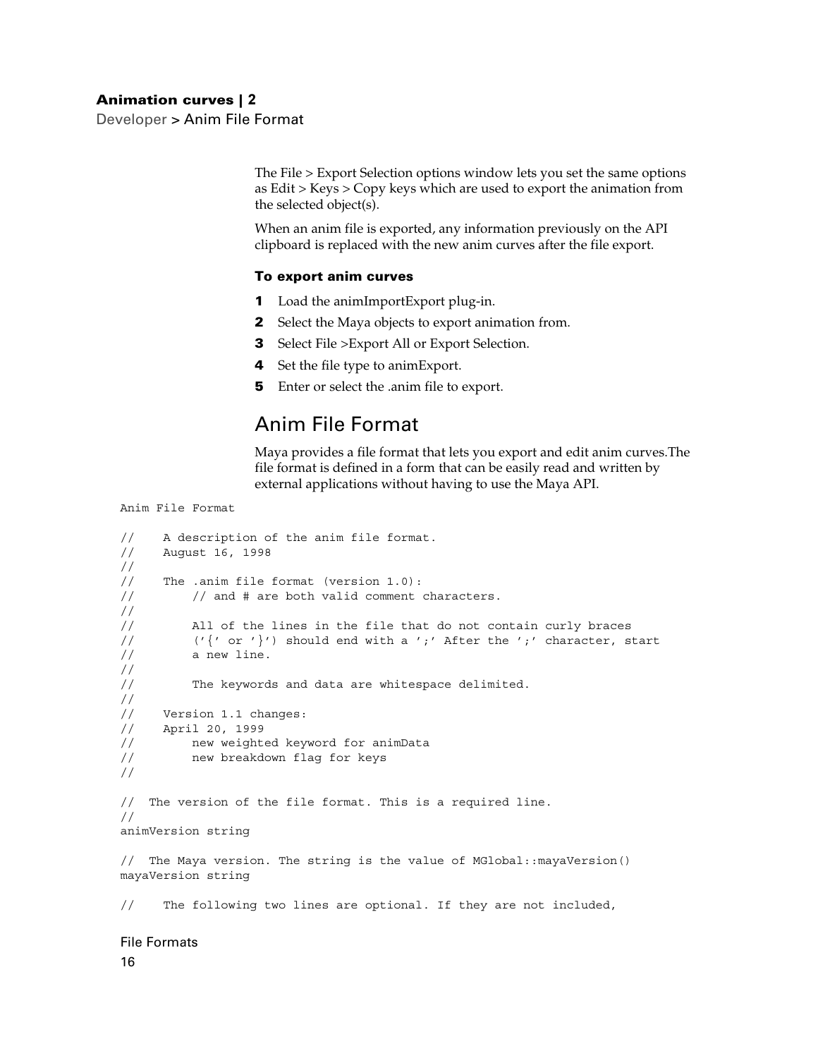The File > Export Selection options window lets you set the same options as Edit > Keys > Copy keys which are used to export the animation from the selected object(s).

When an anim file is exported, any information previously on the API clipboard is replaced with the new anim curves after the file export.

#### To export anim curves

1. Load the animImportExport plug-in.
2. Select the Maya objects to export animation from.
3. Select File >Export All or Export Selection.
4. Set the file type to animExport.
5. Enter or select the .anim file to export.

## Anim File Format

Maya provides a file format that lets you export and edit anim curves.The file format is defined in a form that can be easily read and written by external applications without having to use the Maya API.

```
Anim File Format

//    A description of the anim file format.
//    August 16, 1998
//
//    The .anim file format (version 1.0):
//        // and # are both valid comment characters.
//
//        All of the lines in the file that do not contain curly braces
//        ('{' or '}') should end with a ';' After the ';' character, start
//        a new line.
//
//        The keywords and data are whitespace delimited.
//
//    Version 1.1 changes:
//    April 20, 1999
//        new weighted keyword for animData
//        new breakdown flag for keys
//

//  The version of the file format. This is a required line.
//
animVersion string

//  The Maya version. The string is the value of MGlobal::mayaVersion()
mayaVersion string

//    The following two lines are optional. If they are not included,
```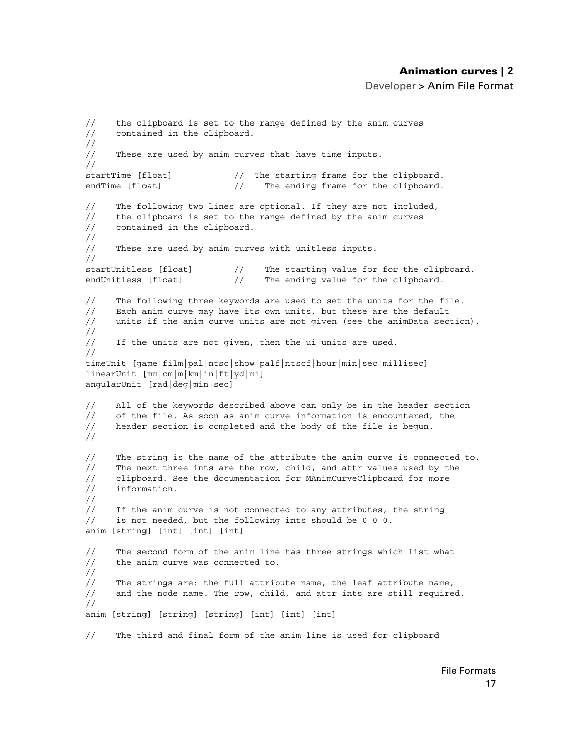```
//    the clipboard is set to the range defined by the anim curves
//    contained in the clipboard.
//
//    These are used by anim curves that have time inputs.
//
startTime [float]            //  The starting frame for the clipboard.
endTime [float]              //    The ending frame for the clipboard.

//    The following two lines are optional. If they are not included,
//    the clipboard is set to the range defined by the anim curves
//    contained in the clipboard.
//
//    These are used by anim curves with unitless inputs.
//
startUnitless [float]        //    The starting value for for the clipboard.
endUnitless [float]          //    The ending value for the clipboard.

//    The following three keywords are used to set the units for the file.
//    Each anim curve may have its own units, but these are the default
//    units if the anim curve units are not given (see the animData section).
//
//    If the units are not given, then the ui units are used.
//
timeUnit [game|film|pal|ntsc|show|palf|ntscf|hour|min|sec|millisec]
linearUnit [mm|cm|m|km|in|ft|yd|mi]
angularUnit [rad|deg|min|sec]

//    All of the keywords described above can only be in the header section
//    of the file. As soon as anim curve information is encountered, the
//    header section is completed and the body of the file is begun.
//

//    The string is the name of the attribute the anim curve is connected to.
//    The next three ints are the row, child, and attr values used by the
//    clipboard. See the documentation for MAnimCurveClipboard for more
//    information.
//
//    If the anim curve is not connected to any attributes, the string
//    is not needed, but the following ints should be 0 0 0.
anim [string] [int] [int] [int]

//    The second form of the anim line has three strings which list what
//    the anim curve was connected to.
//
//    The strings are: the full attribute name, the leaf attribute name,
//    and the node name. The row, child, and attr ints are still required.
//
anim [string] [string] [string] [int] [int] [int]

//    The third and final form of the anim line is used for clipboard
```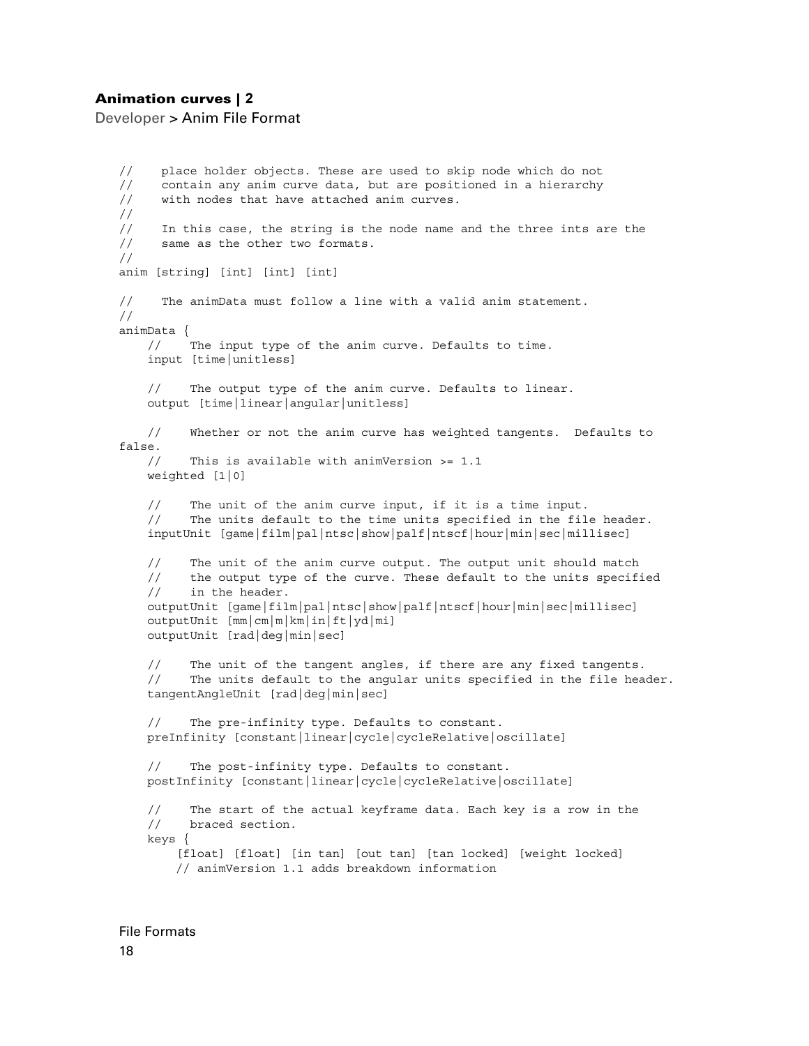```
//    place holder objects. These are used to skip node which do not
//    contain any anim curve data, but are positioned in a hierarchy
//    with nodes that have attached anim curves.
//
//    In this case, the string is the node name and the three ints are the
//    same as the other two formats.
//
anim [string] [int] [int] [int]

//    The animData must follow a line with a valid anim statement.
//
animData {
    //    The input type of the anim curve. Defaults to time.
    input [time|unitless]

    //    The output type of the anim curve. Defaults to linear.
    output [time|linear|angular|unitless]

    //    Whether or not the anim curve has weighted tangents.  Defaults to
false.
    //    This is available with animVersion >= 1.1
    weighted [1|0]

    //    The unit of the anim curve input, if it is a time input.
    //    The units default to the time units specified in the file header.
    inputUnit [game|film|pal|ntsc|show|palf|ntscf|hour|min|sec|millisec]

    //    The unit of the anim curve output. The output unit should match
    //    the output type of the curve. These default to the units specified
    //    in the header.
    outputUnit [game|film|pal|ntsc|show|palf|ntscf|hour|min|sec|millisec]
    outputUnit [mm|cm|m|km|in|ft|yd|mi]
    outputUnit [rad|deg|min|sec]

    //    The unit of the tangent angles, if there are any fixed tangents.
    //    The units default to the angular units specified in the file header.
    tangentAngleUnit [rad|deg|min|sec]

    //    The pre-infinity type. Defaults to constant.
    preInfinity [constant|linear|cycle|cycleRelative|oscillate]

    //    The post-infinity type. Defaults to constant.
    postInfinity [constant|linear|cycle|cycleRelative|oscillate]

    //    The start of the actual keyframe data. Each key is a row in the
    //    braced section.
    keys {
        [float] [float] [in tan] [out tan] [tan locked] [weight locked]
       // animVersion 1.1 adds breakdown information
```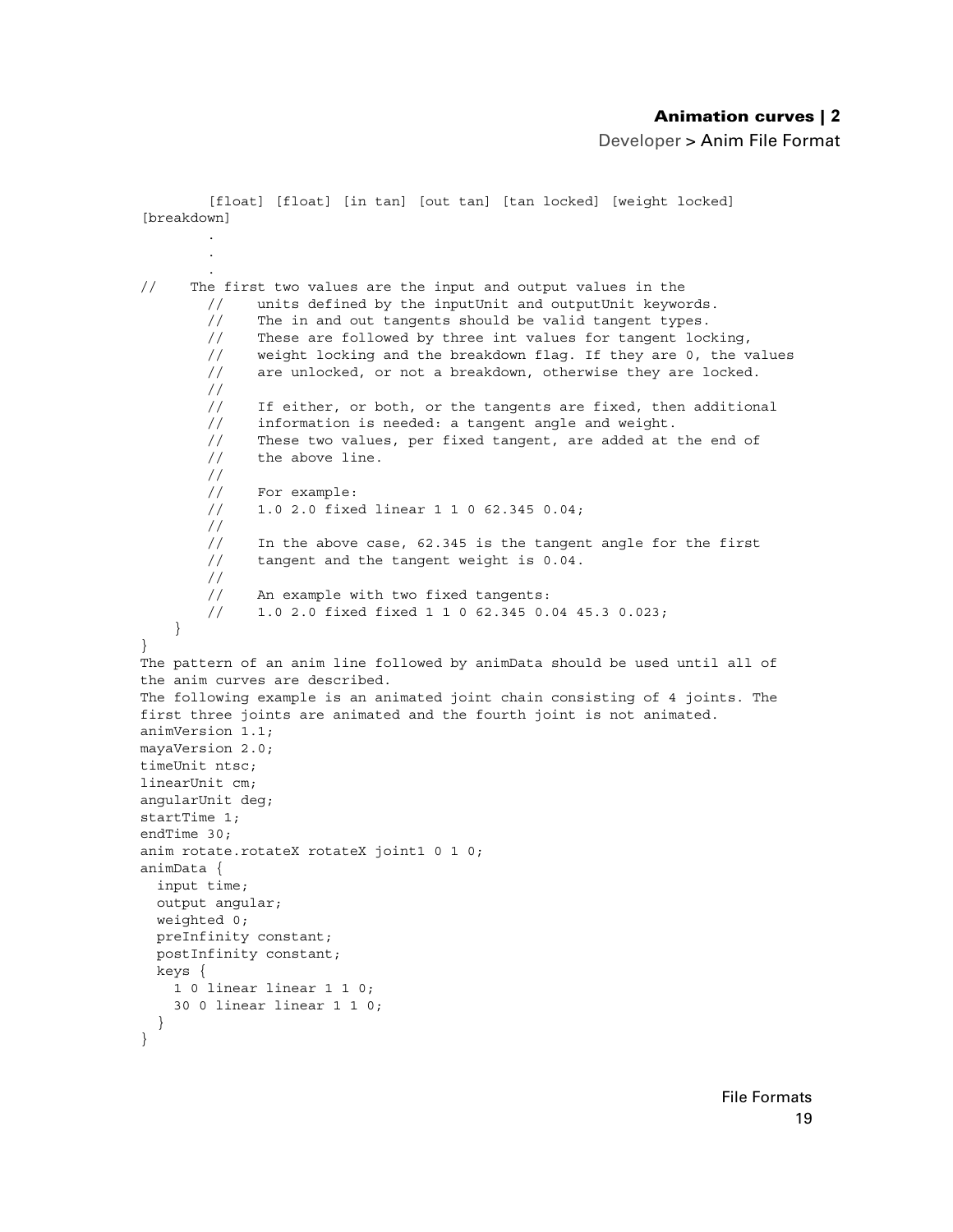```
        [float] [float] [in tan] [out tan] [tan locked] [weight locked]
[breakdown]
        .
        .
        .
//    The first two values are the input and output values in the
        //    units defined by the inputUnit and outputUnit keywords.
        //    The in and out tangents should be valid tangent types.
        //    These are followed by three int values for tangent locking,
        //    weight locking and the breakdown flag. If they are 0, the values
        //    are unlocked, or not a breakdown, otherwise they are locked.
        //
        //    If either, or both, or the tangents are fixed, then additional
        //    information is needed: a tangent angle and weight.
        //    These two values, per fixed tangent, are added at the end of
        //    the above line.
        //
        //    For example:
        //    1.0 2.0 fixed linear 1 1 0 62.345 0.04;
        //
        //    In the above case, 62.345 is the tangent angle for the first
        //    tangent and the tangent weight is 0.04.
        //
        //    An example with two fixed tangents:
        //    1.0 2.0 fixed fixed 1 1 0 62.345 0.04 45.3 0.023;
    }
}
```

The pattern of an anim line followed by animData should be used until all of the anim curves are described.

The following example is an animated joint chain consisting of 4 joints. The first three joints are animated and the fourth joint is not animated.

```
animVersion 1.1;
mayaVersion 2.0;
timeUnit ntsc;
linearUnit cm;
angularUnit deg;
startTime 1;
endTime 30;
anim rotate.rotateX rotateX joint1 0 1 0;
animData {
  input time;
  output angular;
  weighted 0;
  preInfinity constant;
  postInfinity constant;
  keys {
    1 0 linear linear 1 1 0;
    30 0 linear linear 1 1 0;
  }
}
```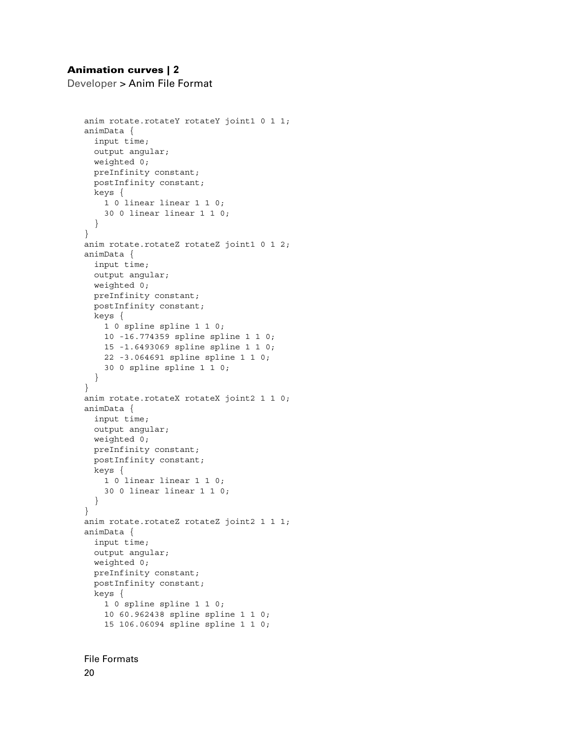```
anim rotate.rotateY rotateY joint1 0 1 1;
animData {
  input time;
  output angular;
  weighted 0;
  preInfinity constant;
  postInfinity constant;
  keys {
    1 0 linear linear 1 1 0;
    30 0 linear linear 1 1 0;
  }
}
anim rotate.rotateZ rotateZ joint1 0 1 2;
animData {
  input time;
  output angular;
  weighted 0;
  preInfinity constant;
  postInfinity constant;
  keys {
    1 0 spline spline 1 1 0;
    10 -16.774359 spline spline 1 1 0;
    15 -1.6493069 spline spline 1 1 0;
    22 -3.064691 spline spline 1 1 0;
    30 0 spline spline 1 1 0;
  }
}
anim rotate.rotateX rotateX joint2 1 1 0;
animData {
  input time;
  output angular;
  weighted 0;
  preInfinity constant;
  postInfinity constant;
  keys {
    1 0 linear linear 1 1 0;
    30 0 linear linear 1 1 0;
  }
}
anim rotate.rotateZ rotateZ joint2 1 1 1;
animData {
  input time;
  output angular;
  weighted 0;
  preInfinity constant;
  postInfinity constant;
  keys {
    1 0 spline spline 1 1 0;
    10 60.962438 spline spline 1 1 0;
    15 106.06094 spline spline 1 1 0;
```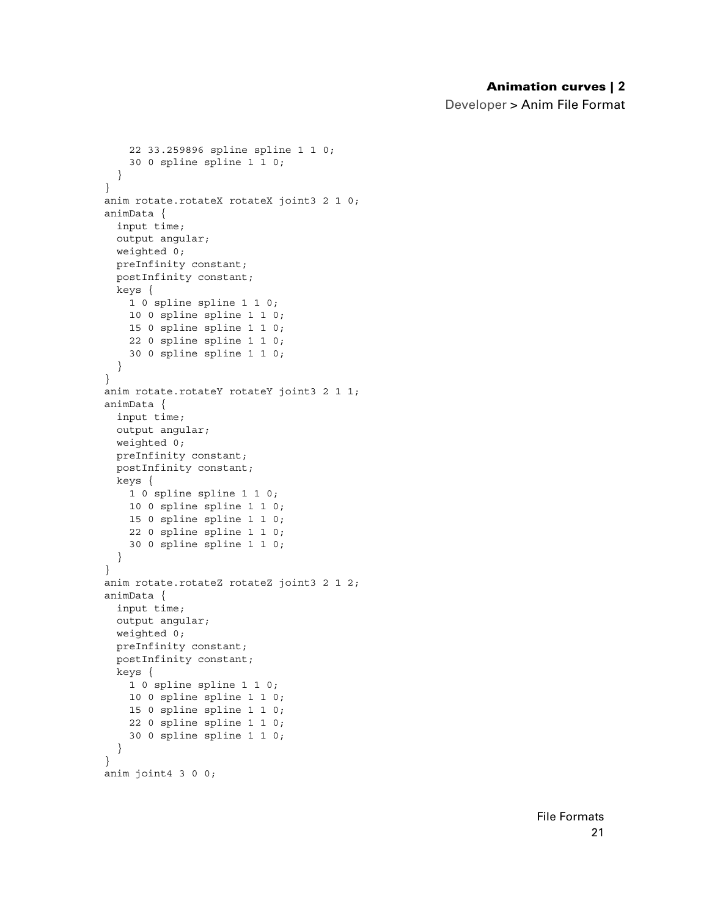```
    22 33.259896 spline spline 1 1 0;
    30 0 spline spline 1 1 0;
  }
}
anim rotate.rotateX rotateX joint3 2 1 0;
animData {
  input time;
  output angular;
  weighted 0;
  preInfinity constant;
  postInfinity constant;
  keys {
    1 0 spline spline 1 1 0;
    10 0 spline spline 1 1 0;
    15 0 spline spline 1 1 0;
    22 0 spline spline 1 1 0;
    30 0 spline spline 1 1 0;
  }
}
anim rotate.rotateY rotateY joint3 2 1 1;
animData {
  input time;
  output angular;
  weighted 0;
  preInfinity constant;
  postInfinity constant;
  keys {
    1 0 spline spline 1 1 0;
    10 0 spline spline 1 1 0;
    15 0 spline spline 1 1 0;
    22 0 spline spline 1 1 0;
    30 0 spline spline 1 1 0;
  }
}
anim rotate.rotateZ rotateZ joint3 2 1 2;
animData {
  input time;
  output angular;
  weighted 0;
  preInfinity constant;
  postInfinity constant;
  keys {
    1 0 spline spline 1 1 0;
    10 0 spline spline 1 1 0;
    15 0 spline spline 1 1 0;
    22 0 spline spline 1 1 0;
    30 0 spline spline 1 1 0;
  }
}
anim joint4 3 0 0;
```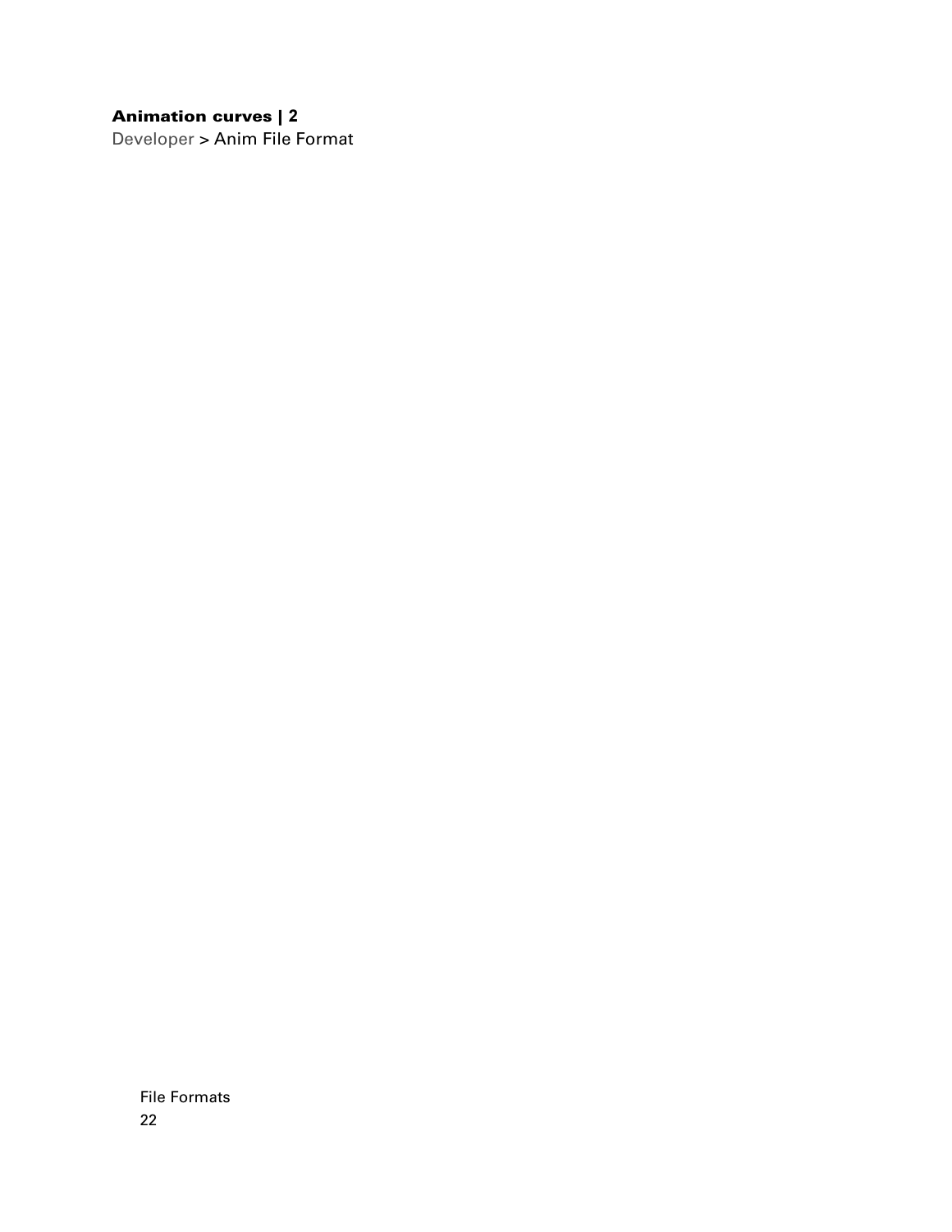**Animation curves | 2**

Developer > Anim File Format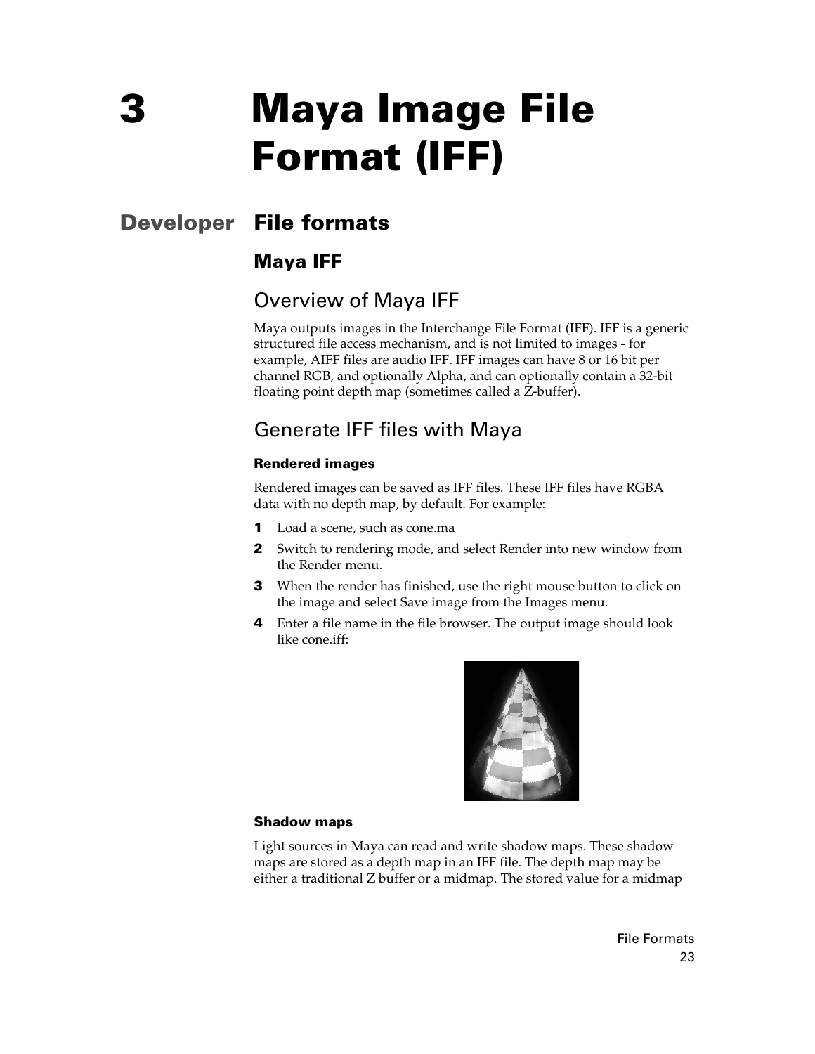# 3 Maya Image File Format (IFF)

## Developer File formats

### Maya IFF

### Overview of Maya IFF

Maya outputs images in the Interchange File Format (IFF). IFF is a generic structured file access mechanism, and is not limited to images - for example, AIFF files are audio IFF. IFF images can have 8 or 16 bit per channel RGB, and optionally Alpha, and can optionally contain a 32-bit floating point depth map (sometimes called a Z-buffer).

### Generate IFF files with Maya

**Rendered images**

Rendered images can be saved as IFF files. These IFF files have RGBA data with no depth map, by default. For example:

1. Load a scene, such as cone.ma
2. Switch to rendering mode, and select Render into new window from the Render menu.
3. When the render has finished, use the right mouse button to click on the image and select Save image from the Images menu.
4. Enter a file name in the file browser. The output image should look like cone.iff:

**Shadow maps**

Light sources in Maya can read and write shadow maps. These shadow maps are stored as a depth map in an IFF file. The depth map may be either a traditional Z buffer or a midmap. The stored value for a midmap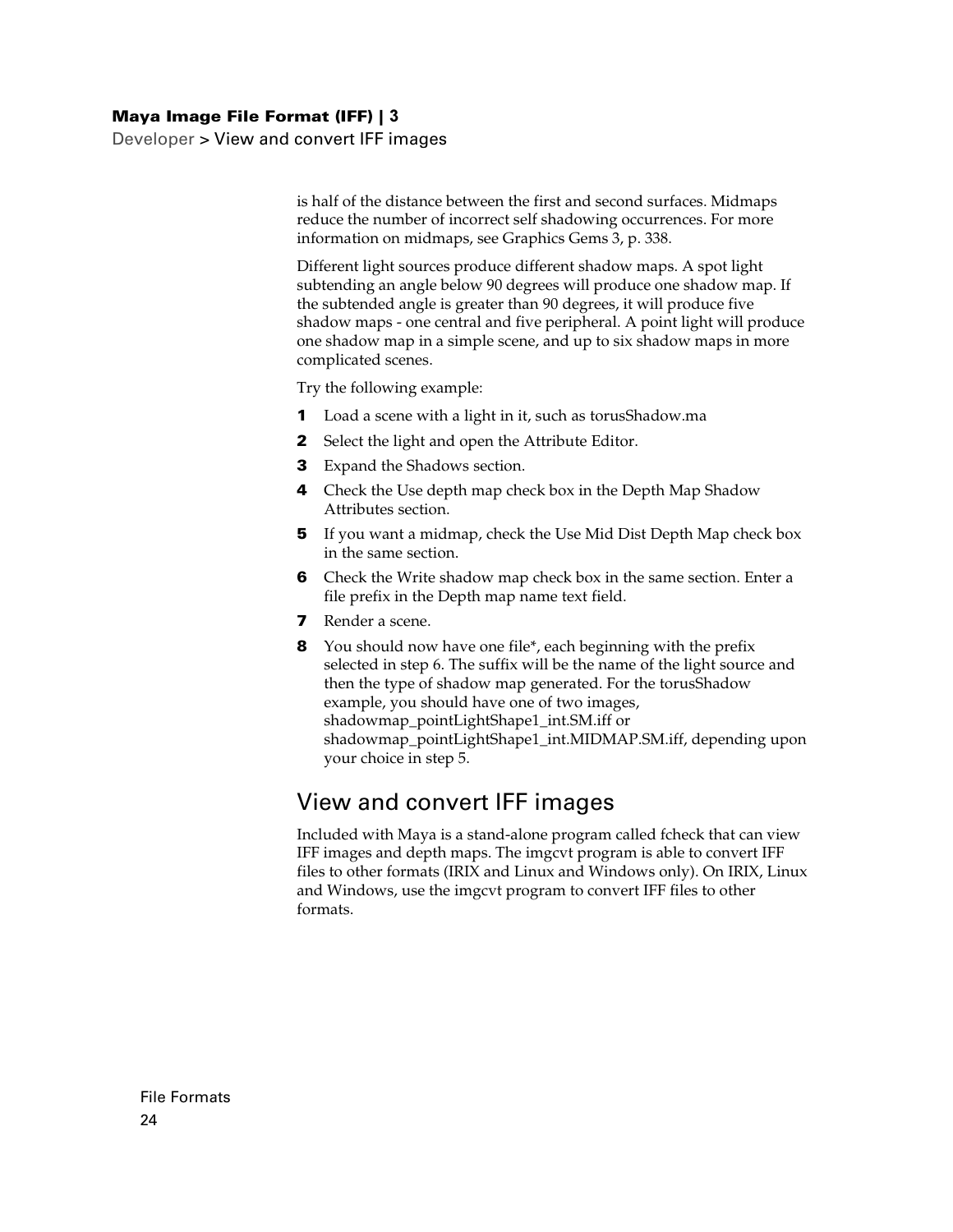is half of the distance between the first and second surfaces. Midmaps reduce the number of incorrect self shadowing occurrences. For more information on midmaps, see Graphics Gems 3, p. 338.

Different light sources produce different shadow maps. A spot light subtending an angle below 90 degrees will produce one shadow map. If the subtended angle is greater than 90 degrees, it will produce five shadow maps - one central and five peripheral. A point light will produce one shadow map in a simple scene, and up to six shadow maps in more complicated scenes.

Try the following example:

1. Load a scene with a light in it, such as torusShadow.ma
2. Select the light and open the Attribute Editor.
3. Expand the Shadows section.
4. Check the Use depth map check box in the Depth Map Shadow Attributes section.
5. If you want a midmap, check the Use Mid Dist Depth Map check box in the same section.
6. Check the Write shadow map check box in the same section. Enter a file prefix in the Depth map name text field.
7. Render a scene.
8. You should now have one file*, each beginning with the prefix selected in step 6. The suffix will be the name of the light source and then the type of shadow map generated. For the torusShadow example, you should have one of two images, shadowmap_pointLightShape1_int.SM.iff or shadowmap_pointLightShape1_int.MIDMAP.SM.iff, depending upon your choice in step 5.

## View and convert IFF images

Included with Maya is a stand-alone program called fcheck that can view IFF images and depth maps. The imgcvt program is able to convert IFF files to other formats (IRIX and Linux and Windows only). On IRIX, Linux and Windows, use the imgcvt program to convert IFF files to other formats.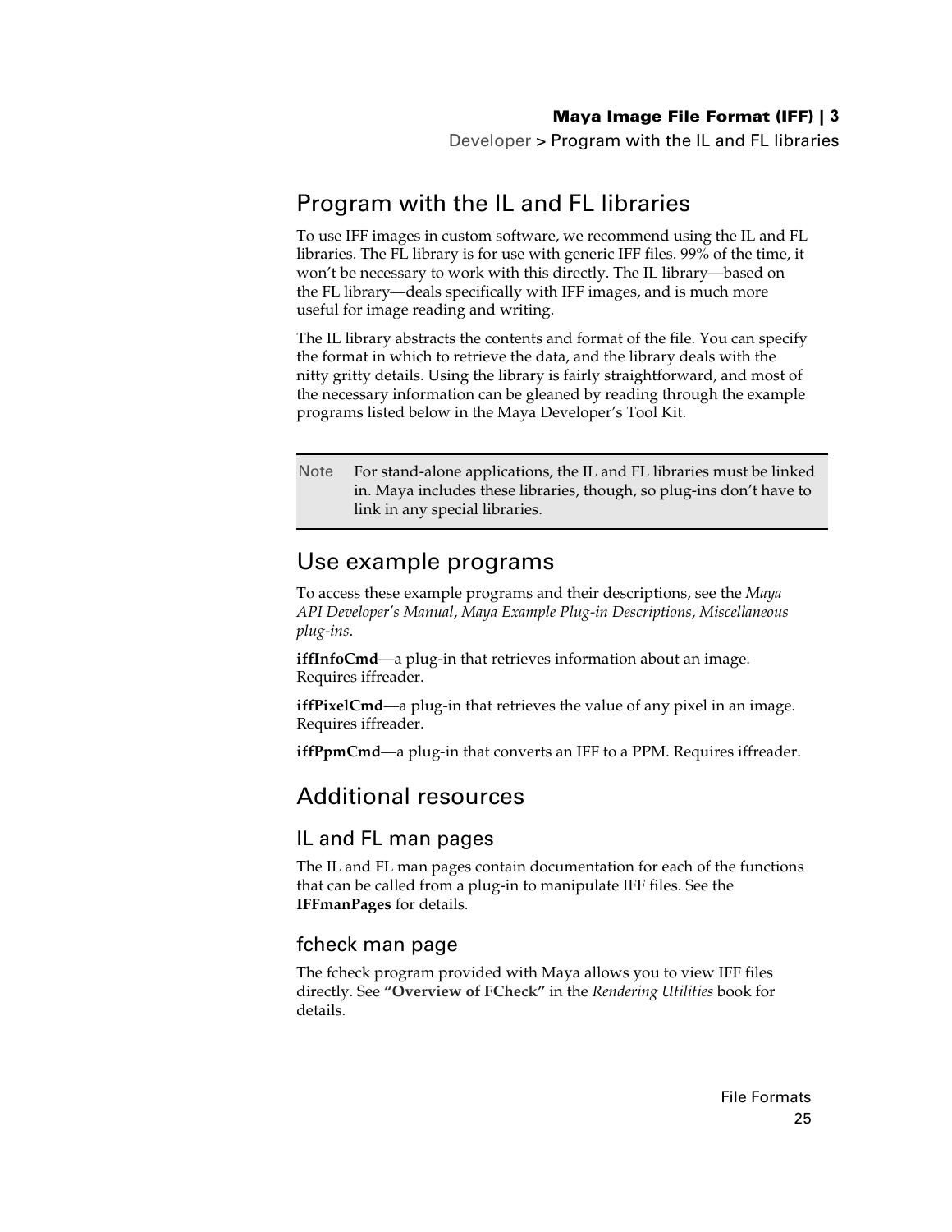# Program with the IL and FL libraries

To use IFF images in custom software, we recommend using the IL and FL libraries. The FL library is for use with generic IFF files. 99% of the time, it won't be necessary to work with this directly. The IL library—based on the FL library—deals specifically with IFF images, and is much more useful for image reading and writing.

The IL library abstracts the contents and format of the file. You can specify the format in which to retrieve the data, and the library deals with the nitty gritty details. Using the library is fairly straightforward, and most of the necessary information can be gleaned by reading through the example programs listed below in the Maya Developer's Tool Kit.

> **Note** For stand-alone applications, the IL and FL libraries must be linked in. Maya includes these libraries, though, so plug-ins don't have to link in any special libraries.

# Use example programs

To access these example programs and their descriptions, see the *Maya API Developer's Manual*, *Maya Example Plug-in Descriptions*, *Miscellaneous plug-ins*.

**iffInfoCmd**—a plug-in that retrieves information about an image. Requires iffreader.

**iffPixelCmd**—a plug-in that retrieves the value of any pixel in an image. Requires iffreader.

**iffPpmCmd**—a plug-in that converts an IFF to a PPM. Requires iffreader.

# Additional resources

## IL and FL man pages

The IL and FL man pages contain documentation for each of the functions that can be called from a plug-in to manipulate IFF files. See the **IFFmanPages** for details.

## fcheck man page

The fcheck program provided with Maya allows you to view IFF files directly. See **"Overview of FCheck"** in the *Rendering Utilities* book for details.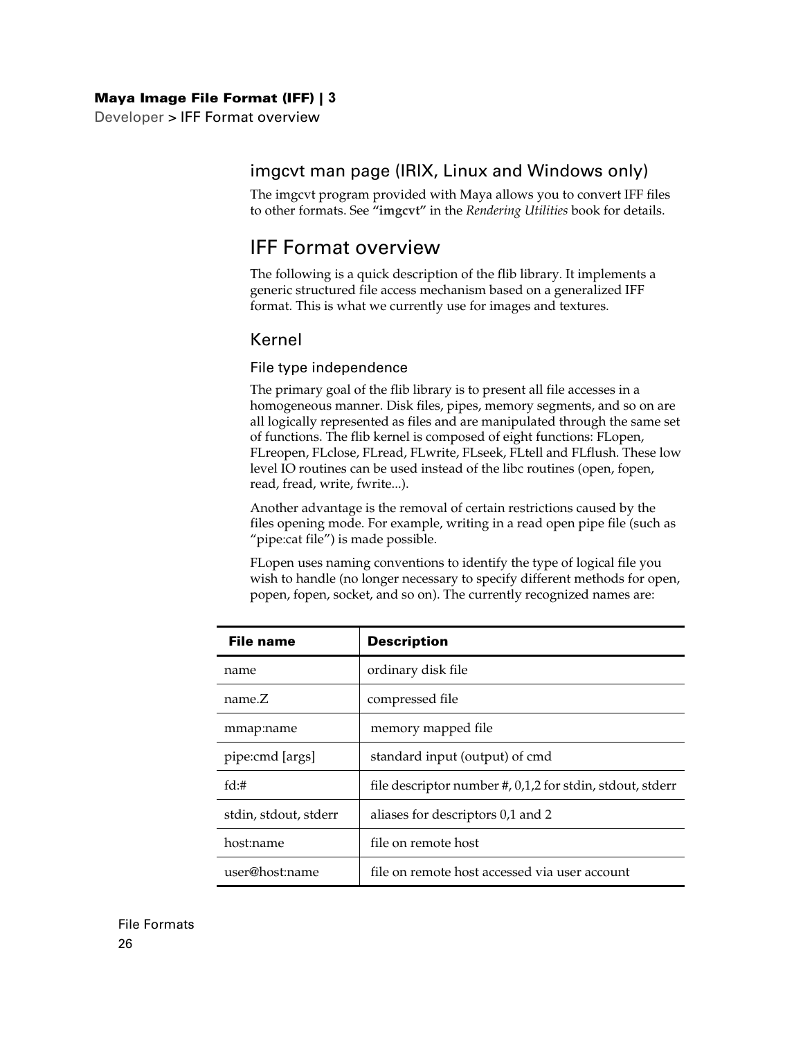## imgcvt man page (IRIX, Linux and Windows only)

The imgcvt program provided with Maya allows you to convert IFF files to other formats. See **"imgcvt"** in the *Rendering Utilities* book for details.

# IFF Format overview

The following is a quick description of the flib library. It implements a generic structured file access mechanism based on a generalized IFF format. This is what we currently use for images and textures.

## Kernel

### File type independence

The primary goal of the flib library is to present all file accesses in a homogeneous manner. Disk files, pipes, memory segments, and so on are all logically represented as files and are manipulated through the same set of functions. The flib kernel is composed of eight functions: FLopen, FLreopen, FLclose, FLread, FLwrite, FLseek, FLtell and FLflush. These low level IO routines can be used instead of the libc routines (open, fopen, read, fread, write, fwrite...).

Another advantage is the removal of certain restrictions caused by the files opening mode. For example, writing in a read open pipe file (such as "pipe:cat file") is made possible.

FLopen uses naming conventions to identify the type of logical file you wish to handle (no longer necessary to specify different methods for open, popen, fopen, socket, and so on). The currently recognized names are:

| File name | Description |
|---|---|
| name | ordinary disk file |
| name.Z | compressed file |
| mmap:name | memory mapped file |
| pipe:cmd [args] | standard input (output) of cmd |
| fd:# | file descriptor number #, 0,1,2 for stdin, stdout, stderr |
| stdin, stdout, stderr | aliases for descriptors 0,1 and 2 |
| host:name | file on remote host |
| user@host:name | file on remote host accessed via user account |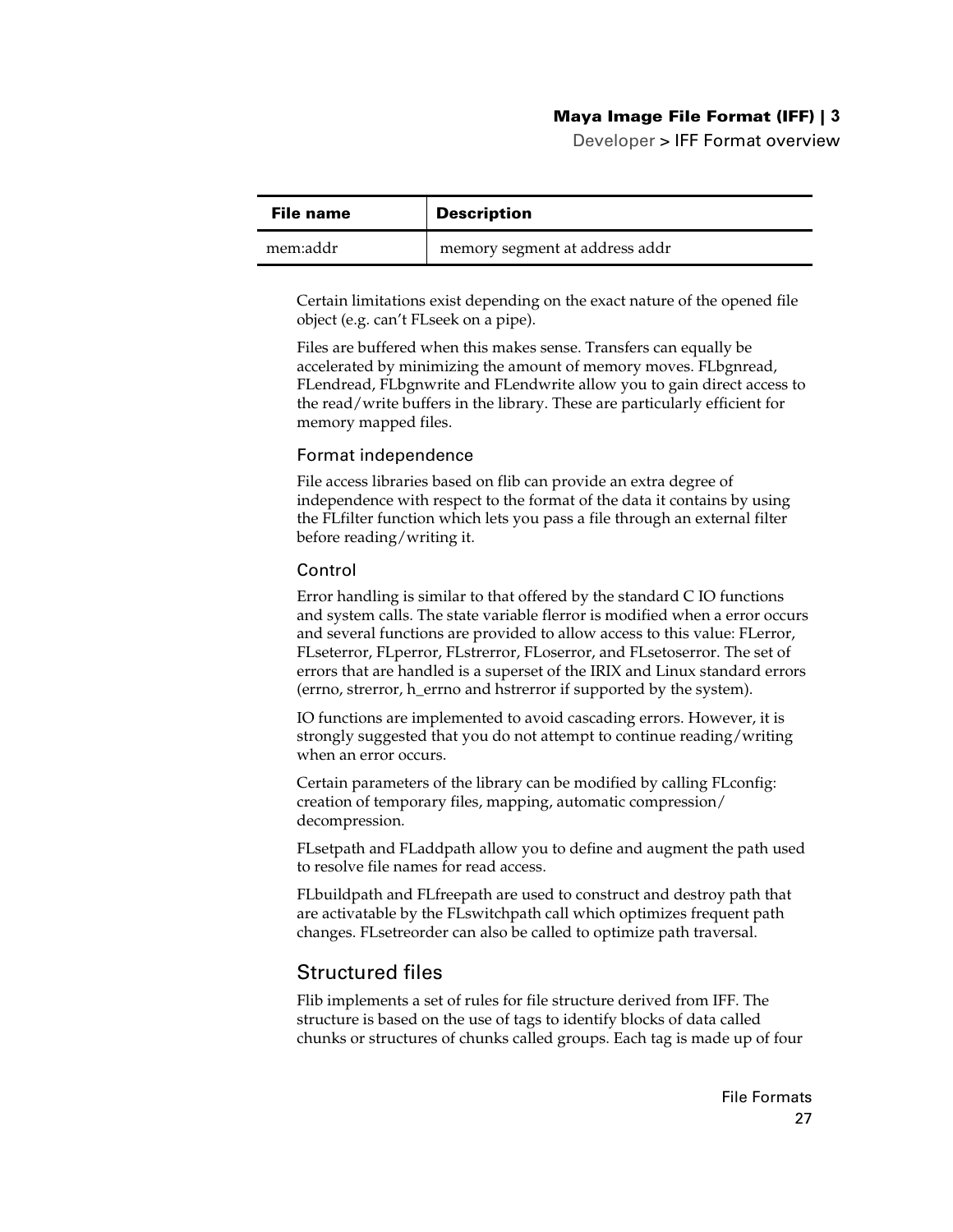| File name | Description |
| --- | --- |
| mem:addr | memory segment at address addr |

Certain limitations exist depending on the exact nature of the opened file object (e.g. can't FLseek on a pipe).

Files are buffered when this makes sense. Transfers can equally be accelerated by minimizing the amount of memory moves. FLbgnread, FLendread, FLbgnwrite and FLendwrite allow you to gain direct access to the read/write buffers in the library. These are particularly efficient for memory mapped files.

### Format independence

File access libraries based on flib can provide an extra degree of independence with respect to the format of the data it contains by using the FLfilter function which lets you pass a file through an external filter before reading/writing it.

### Control

Error handling is similar to that offered by the standard C IO functions and system calls. The state variable flerror is modified when a error occurs and several functions are provided to allow access to this value: FLerror, FLseterror, FLperror, FLstrerror, FLoserror, and FLsetoserror. The set of errors that are handled is a superset of the IRIX and Linux standard errors (errno, strerror, h_errno and hstrerror if supported by the system).

IO functions are implemented to avoid cascading errors. However, it is strongly suggested that you do not attempt to continue reading/writing when an error occurs.

Certain parameters of the library can be modified by calling FLconfig: creation of temporary files, mapping, automatic compression/ decompression.

FLsetpath and FLaddpath allow you to define and augment the path used to resolve file names for read access.

FLbuildpath and FLfreepath are used to construct and destroy path that are activatable by the FLswitchpath call which optimizes frequent path changes. FLsetreorder can also be called to optimize path traversal.

## Structured files

Flib implements a set of rules for file structure derived from IFF. The structure is based on the use of tags to identify blocks of data called chunks or structures of chunks called groups. Each tag is made up of four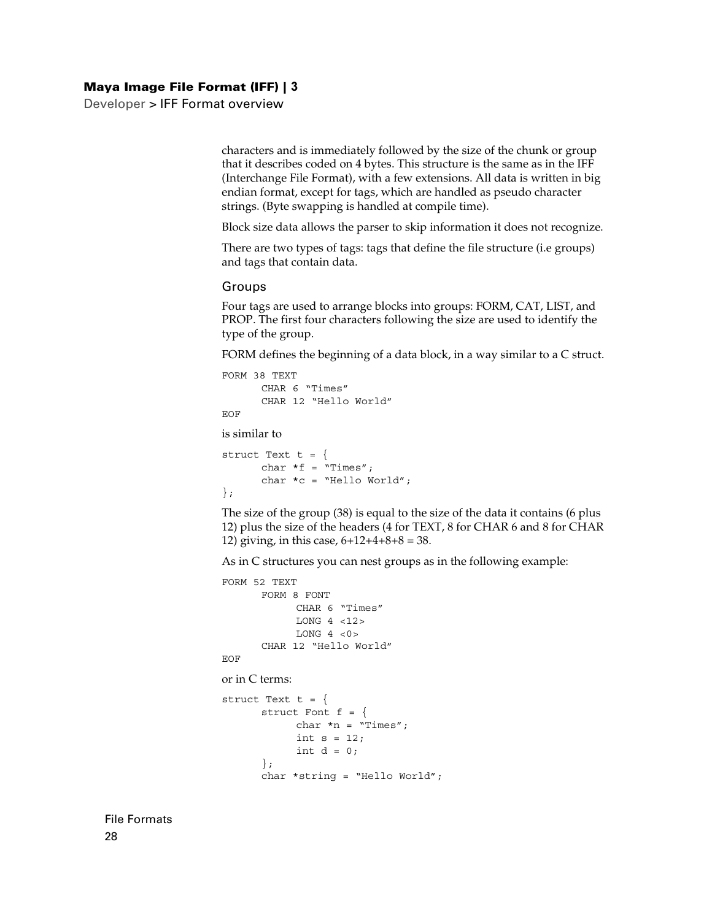characters and is immediately followed by the size of the chunk or group that it describes coded on 4 bytes. This structure is the same as in the IFF (Interchange File Format), with a few extensions. All data is written in big endian format, except for tags, which are handled as pseudo character strings. (Byte swapping is handled at compile time).

Block size data allows the parser to skip information it does not recognize.

There are two types of tags: tags that define the file structure (i.e groups) and tags that contain data.

### Groups

Four tags are used to arrange blocks into groups: FORM, CAT, LIST, and PROP. The first four characters following the size are used to identify the type of the group.

FORM defines the beginning of a data block, in a way similar to a C struct.

```
FORM 38 TEXT
      CHAR 6 "Times"
      CHAR 12 "Hello World"
EOF
```

is similar to

```
struct Text t = {
      char *f = "Times";
      char *c = "Hello World";
};
```

The size of the group (38) is equal to the size of the data it contains (6 plus 12) plus the size of the headers (4 for TEXT, 8 for CHAR 6 and 8 for CHAR 12) giving, in this case, 6+12+4+8+8 = 38.

As in C structures you can nest groups as in the following example:

```
FORM 52 TEXT
      FORM 8 FONT
           CHAR 6 "Times"
           LONG 4 <12>
           LONG 4 <0>
      CHAR 12 "Hello World"
EOF
```

or in C terms:

```
struct Text t = {
      struct Font f = {
           char *n = "Times";
           int s = 12;
           int d = 0;
      };
      char *string = "Hello World";
```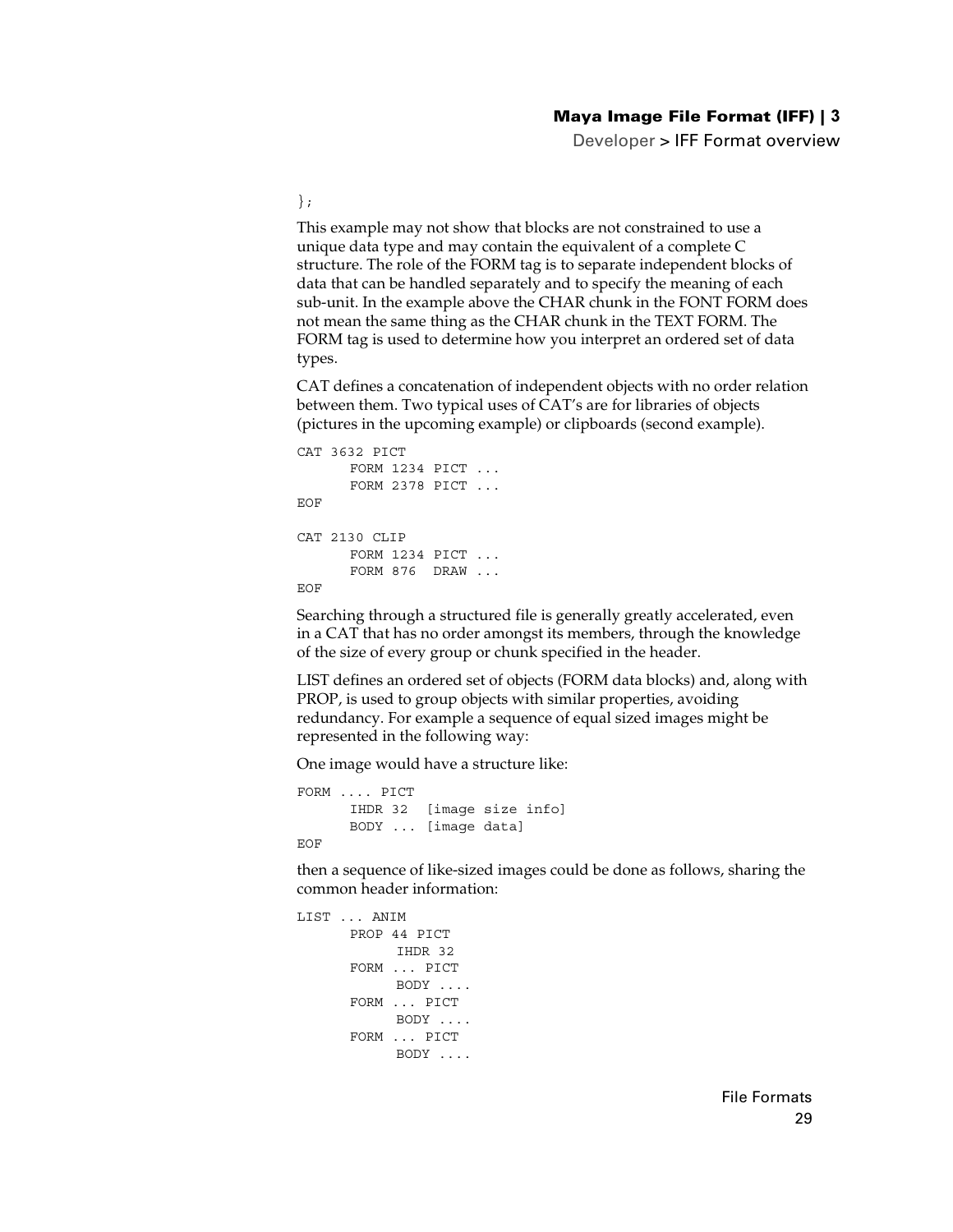```
};
```

This example may not show that blocks are not constrained to use a unique data type and may contain the equivalent of a complete C structure. The role of the FORM tag is to separate independent blocks of data that can be handled separately and to specify the meaning of each sub-unit. In the example above the CHAR chunk in the FONT FORM does not mean the same thing as the CHAR chunk in the TEXT FORM. The FORM tag is used to determine how you interpret an ordered set of data types.

CAT defines a concatenation of independent objects with no order relation between them. Two typical uses of CAT's are for libraries of objects (pictures in the upcoming example) or clipboards (second example).

```
CAT 3632 PICT
      FORM 1234 PICT ...
      FORM 2378 PICT ...
EOF

CAT 2130 CLIP
      FORM 1234 PICT ...
      FORM 876  DRAW ...
EOF
```

Searching through a structured file is generally greatly accelerated, even in a CAT that has no order amongst its members, through the knowledge of the size of every group or chunk specified in the header.

LIST defines an ordered set of objects (FORM data blocks) and, along with PROP, is used to group objects with similar properties, avoiding redundancy. For example a sequence of equal sized images might be represented in the following way:

One image would have a structure like:

```
FORM .... PICT
      IHDR 32  [image size info]
      BODY ... [image data]
EOF
```

then a sequence of like-sized images could be done as follows, sharing the common header information:

```
LIST ... ANIM
      PROP 44 PICT
           IHDR 32
      FORM ... PICT
           BODY ....
      FORM ... PICT
           BODY ....
      FORM ... PICT
           BODY ....
```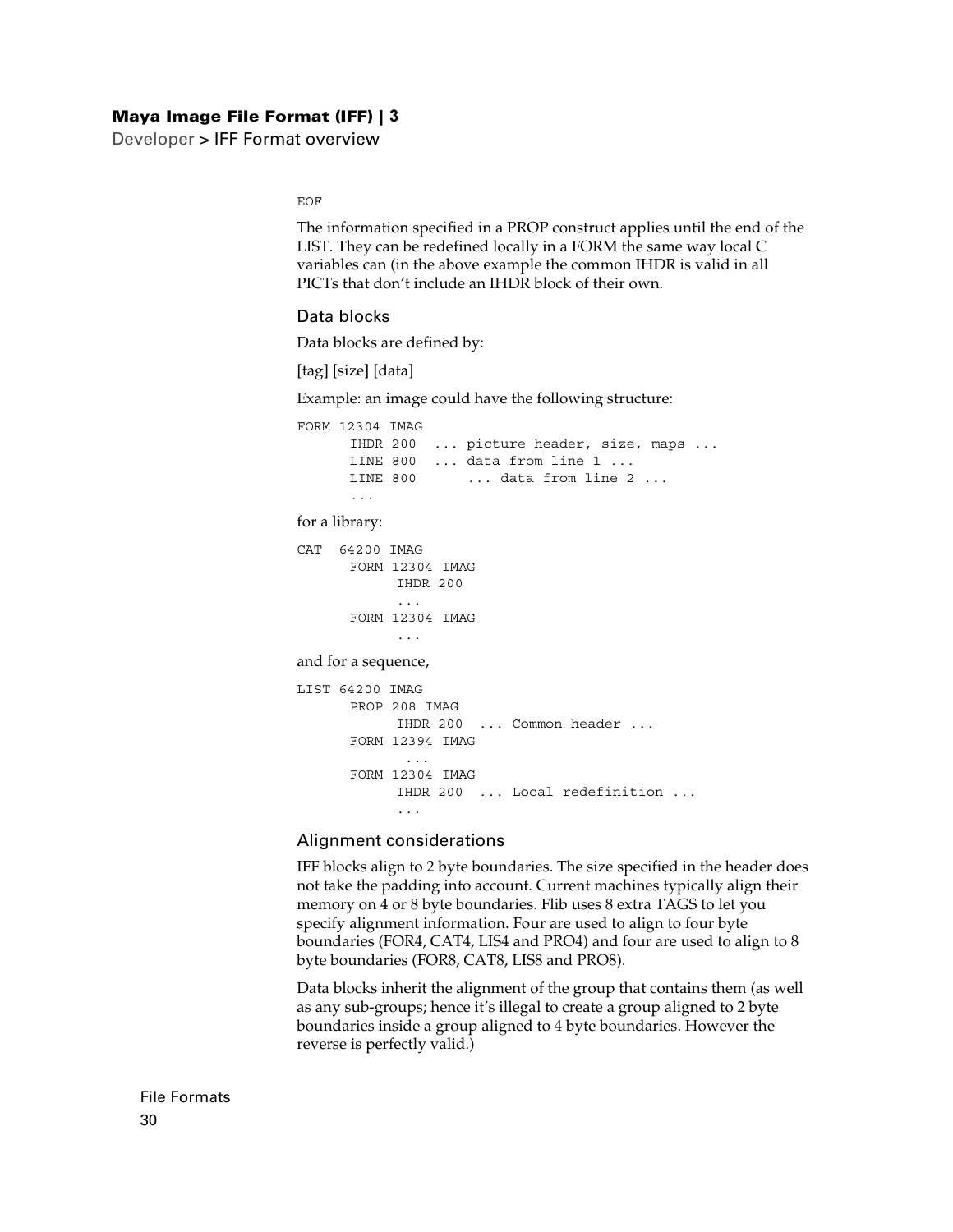```
EOF
```

The information specified in a PROP construct applies until the end of the LIST. They can be redefined locally in a FORM the same way local C variables can (in the above example the common IHDR is valid in all PICTs that don't include an IHDR block of their own.

### Data blocks

Data blocks are defined by:

[tag] [size] [data]

Example: an image could have the following structure:

```
FORM 12304 IMAG
      IHDR 200  ... picture header, size, maps ...
      LINE 800  ... data from line 1 ...
      LINE 800      ... data from line 2 ...
      ...
```

for a library:

```
CAT  64200 IMAG
      FORM 12304 IMAG
            IHDR 200
            ...
      FORM 12304 IMAG
            ...
```

and for a sequence,

```
LIST 64200 IMAG
      PROP 208 IMAG
            IHDR 200  ... Common header ...
      FORM 12394 IMAG
            ...
      FORM 12304 IMAG
            IHDR 200  ... Local redefinition ...
            ...
```

### Alignment considerations

IFF blocks align to 2 byte boundaries. The size specified in the header does not take the padding into account. Current machines typically align their memory on 4 or 8 byte boundaries. Flib uses 8 extra TAGS to let you specify alignment information. Four are used to align to four byte boundaries (FOR4, CAT4, LIS4 and PRO4) and four are used to align to 8 byte boundaries (FOR8, CAT8, LIS8 and PRO8).

Data blocks inherit the alignment of the group that contains them (as well as any sub-groups; hence it's illegal to create a group aligned to 2 byte boundaries inside a group aligned to 4 byte boundaries. However the reverse is perfectly valid.)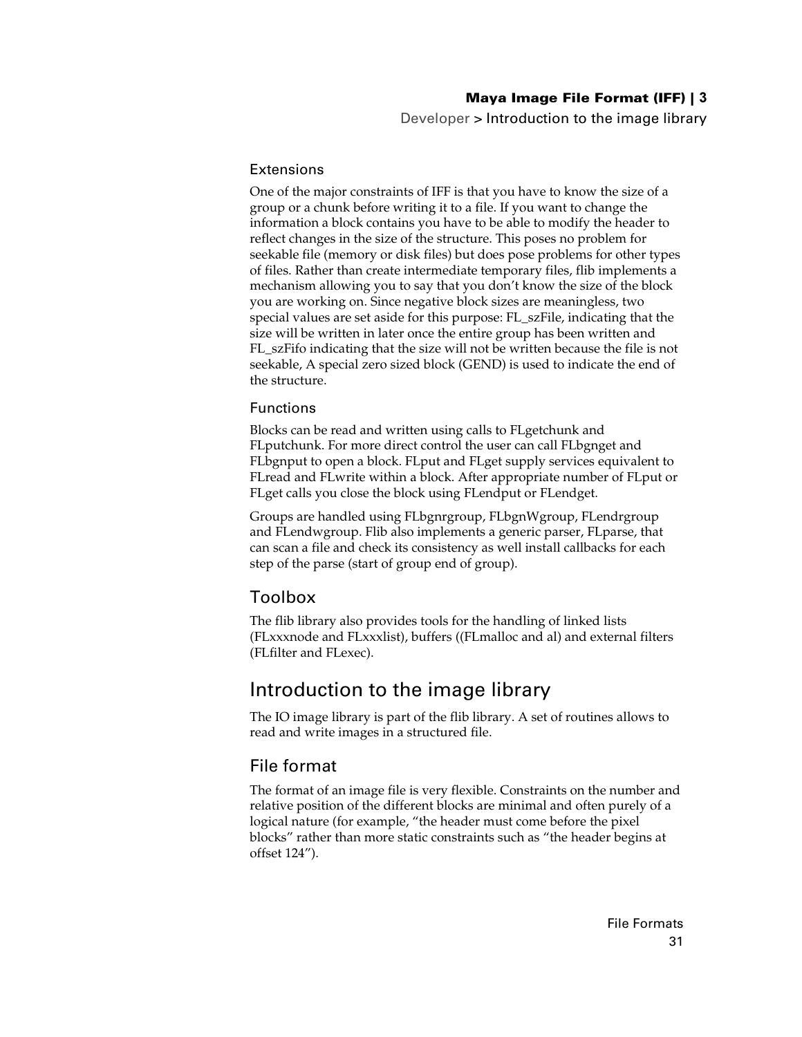### Extensions

One of the major constraints of IFF is that you have to know the size of a group or a chunk before writing it to a file. If you want to change the information a block contains you have to be able to modify the header to reflect changes in the size of the structure. This poses no problem for seekable file (memory or disk files) but does pose problems for other types of files. Rather than create intermediate temporary files, flib implements a mechanism allowing you to say that you don't know the size of the block you are working on. Since negative block sizes are meaningless, two special values are set aside for this purpose: FL_szFile, indicating that the size will be written in later once the entire group has been written and FL_szFifo indicating that the size will not be written because the file is not seekable, A special zero sized block (GEND) is used to indicate the end of the structure.

### Functions

Blocks can be read and written using calls to FLgetchunk and FLputchunk. For more direct control the user can call FLbgnget and FLbgnput to open a block. FLput and FLget supply services equivalent to FLread and FLwrite within a block. After appropriate number of FLput or FLget calls you close the block using FLendput or FLendget.

Groups are handled using FLbgnrgroup, FLbgnWgroup, FLendrgroup and FLendwgroup. Flib also implements a generic parser, FLparse, that can scan a file and check its consistency as well install callbacks for each step of the parse (start of group end of group).

## Toolbox

The flib library also provides tools for the handling of linked lists (FLxxxnode and FLxxxlist), buffers ((FLmalloc and al) and external filters (FLfilter and FLexec).

# Introduction to the image library

The IO image library is part of the flib library. A set of routines allows to read and write images in a structured file.

## File format

The format of an image file is very flexible. Constraints on the number and relative position of the different blocks are minimal and often purely of a logical nature (for example, "the header must come before the pixel blocks" rather than more static constraints such as "the header begins at offset 124").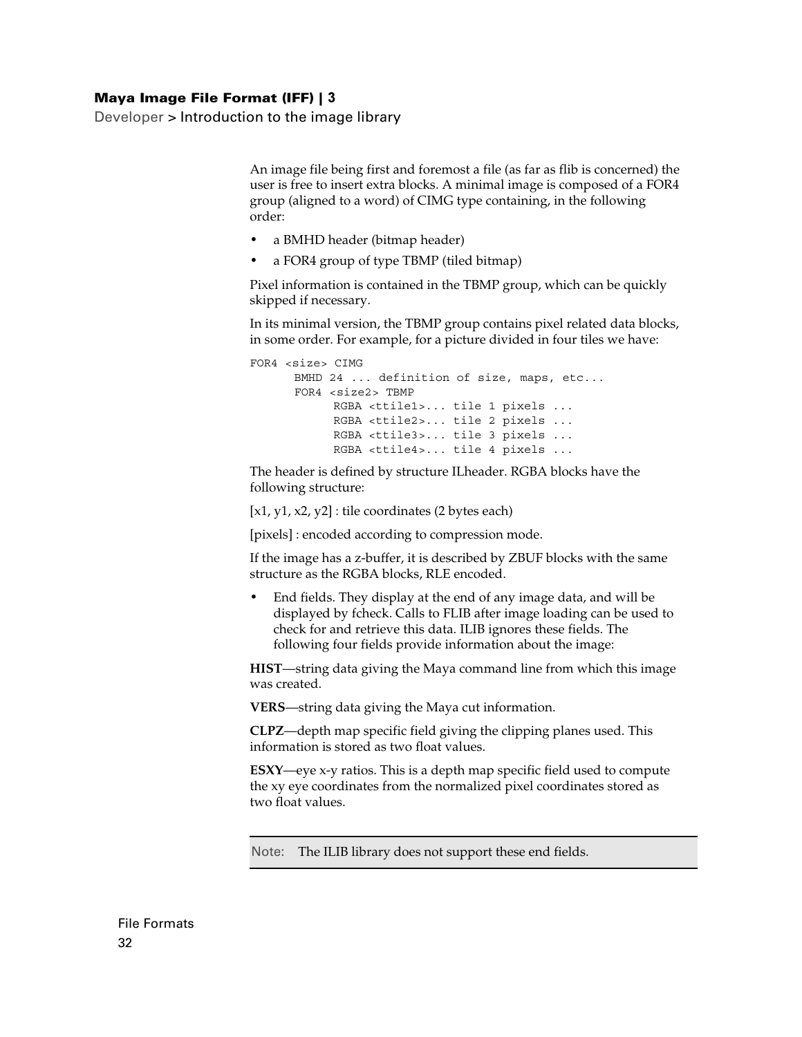An image file being first and foremost a file (as far as flib is concerned) the user is free to insert extra blocks. A minimal image is composed of a FOR4 group (aligned to a word) of CIMG type containing, in the following order:

- a BMHD header (bitmap header)
- a FOR4 group of type TBMP (tiled bitmap)

Pixel information is contained in the TBMP group, which can be quickly skipped if necessary.

In its minimal version, the TBMP group contains pixel related data blocks, in some order. For example, for a picture divided in four tiles we have:

```
FOR4 <size> CIMG
      BMHD 24 ... definition of size, maps, etc...
      FOR4 <size2> TBMP
           RGBA <ttile1>... tile 1 pixels ...
           RGBA <ttile2>... tile 2 pixels ...
           RGBA <ttile3>... tile 3 pixels ...
           RGBA <ttile4>... tile 4 pixels ...
```

The header is defined by structure ILheader. RGBA blocks have the following structure:

[x1, y1, x2, y2] : tile coordinates (2 bytes each)

[pixels] : encoded according to compression mode.

If the image has a z-buffer, it is described by ZBUF blocks with the same structure as the RGBA blocks, RLE encoded.

- End fields. They display at the end of any image data, and will be displayed by fcheck. Calls to FLIB after image loading can be used to check for and retrieve this data. ILIB ignores these fields. The following four fields provide information about the image:

**HIST**—string data giving the Maya command line from which this image was created.

**VERS**—string data giving the Maya cut information.

**CLPZ**—depth map specific field giving the clipping planes used. This information is stored as two float values.

**ESXY**—eye x-y ratios. This is a depth map specific field used to compute the xy eye coordinates from the normalized pixel coordinates stored as two float values.

> Note: The ILIB library does not support these end fields.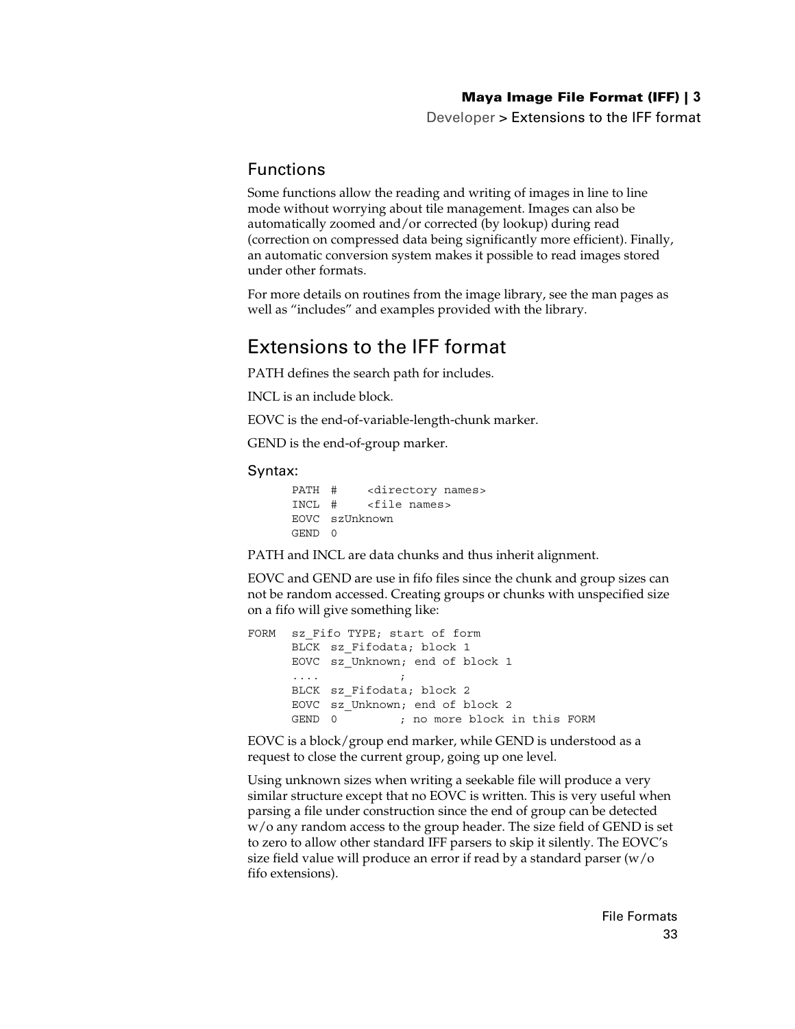## Functions

Some functions allow the reading and writing of images in line to line mode without worrying about tile management. Images can also be automatically zoomed and/or corrected (by lookup) during read (correction on compressed data being significantly more efficient). Finally, an automatic conversion system makes it possible to read images stored under other formats.

For more details on routines from the image library, see the man pages as well as “includes” and examples provided with the library.

# Extensions to the IFF format

PATH defines the search path for includes.

INCL is an include block.

EOVC is the end-of-variable-length-chunk marker.

GEND is the end-of-group marker.

### Syntax:

```
PATH #    <directory names>
INCL #    <file names>
EOVC szUnknown
GEND 0
```

PATH and INCL are data chunks and thus inherit alignment.

EOVC and GEND are use in fifo files since the chunk and group sizes can not be random accessed. Creating groups or chunks with unspecified size on a fifo will give something like:

```
FORM  sz_Fifo TYPE; start of form
      BLCK  sz_Fifodata; block 1
      EOVC  sz_Unknown; end of block 1
      ....           ;
      BLCK  sz_Fifodata; block 2
      EOVC  sz_Unknown; end of block 2
      GEND  0         ; no more block in this FORM
```

EOVC is a block/group end marker, while GEND is understood as a request to close the current group, going up one level.

Using unknown sizes when writing a seekable file will produce a very similar structure except that no EOVC is written. This is very useful when parsing a file under construction since the end of group can be detected w/o any random access to the group header. The size field of GEND is set to zero to allow other standard IFF parsers to skip it silently. The EOVC’s size field value will produce an error if read by a standard parser (w/o fifo extensions).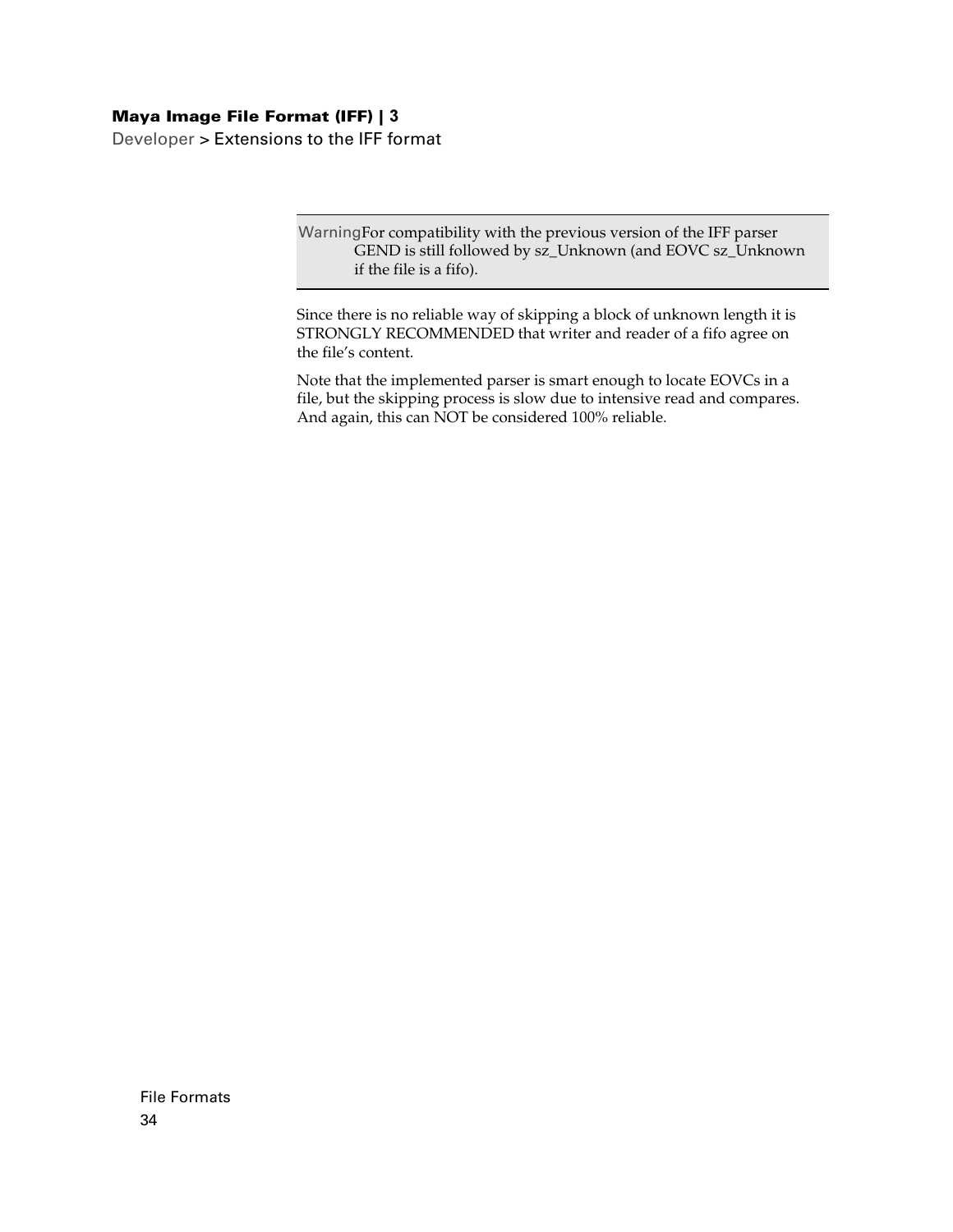> **Warning** For compatibility with the previous version of the IFF parser GEND is still followed by sz_Unknown (and EOVC sz_Unknown if the file is a fifo).

Since there is no reliable way of skipping a block of unknown length it is STRONGLY RECOMMENDED that writer and reader of a fifo agree on the file's content.

Note that the implemented parser is smart enough to locate EOVCs in a file, but the skipping process is slow due to intensive read and compares. And again, this can NOT be considered 100% reliable.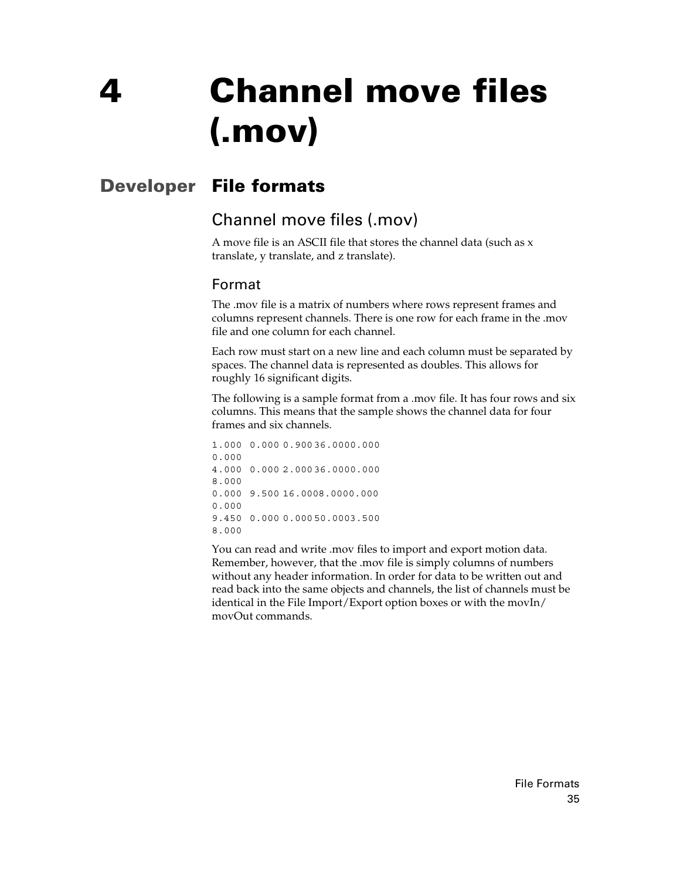# 4 Channel move files (.mov)

**Developer**

## File formats

### Channel move files (.mov)

A move file is an ASCII file that stores the channel data (such as x translate, y translate, and z translate).

#### Format

The .mov file is a matrix of numbers where rows represent frames and columns represent channels. There is one row for each frame in the .mov file and one column for each channel.

Each row must start on a new line and each column must be separated by spaces. The channel data is represented as doubles. This allows for roughly 16 significant digits.

The following is a sample format from a .mov file. It has four rows and six columns. This means that the sample shows the channel data for four frames and six channels.

```
1.000  0.000 0.900 36.000 0.000
0.000
4.000  0.000 2.000 36.000 0.000
8.000
0.000  9.500 16.000 8.000 0.000
0.000
9.450  0.000 0.000 50.000 3.500
8.000
```

You can read and write .mov files to import and export motion data. Remember, however, that the .mov file is simply columns of numbers without any header information. In order for data to be written out and read back into the same objects and channels, the list of channels must be identical in the File Import/Export option boxes or with the movIn/movOut commands.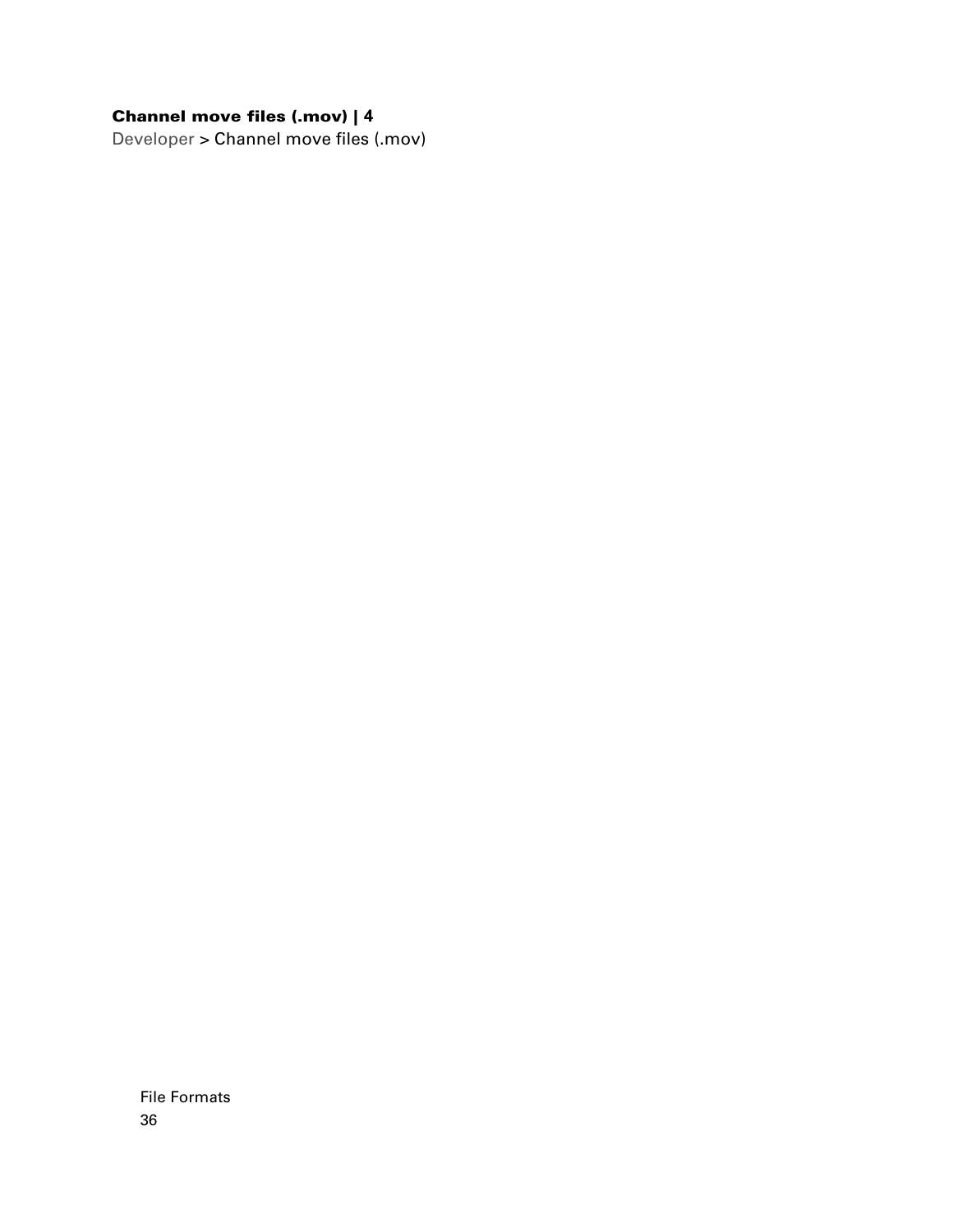**Channel move files (.mov) | 4**

Developer > Channel move files (.mov)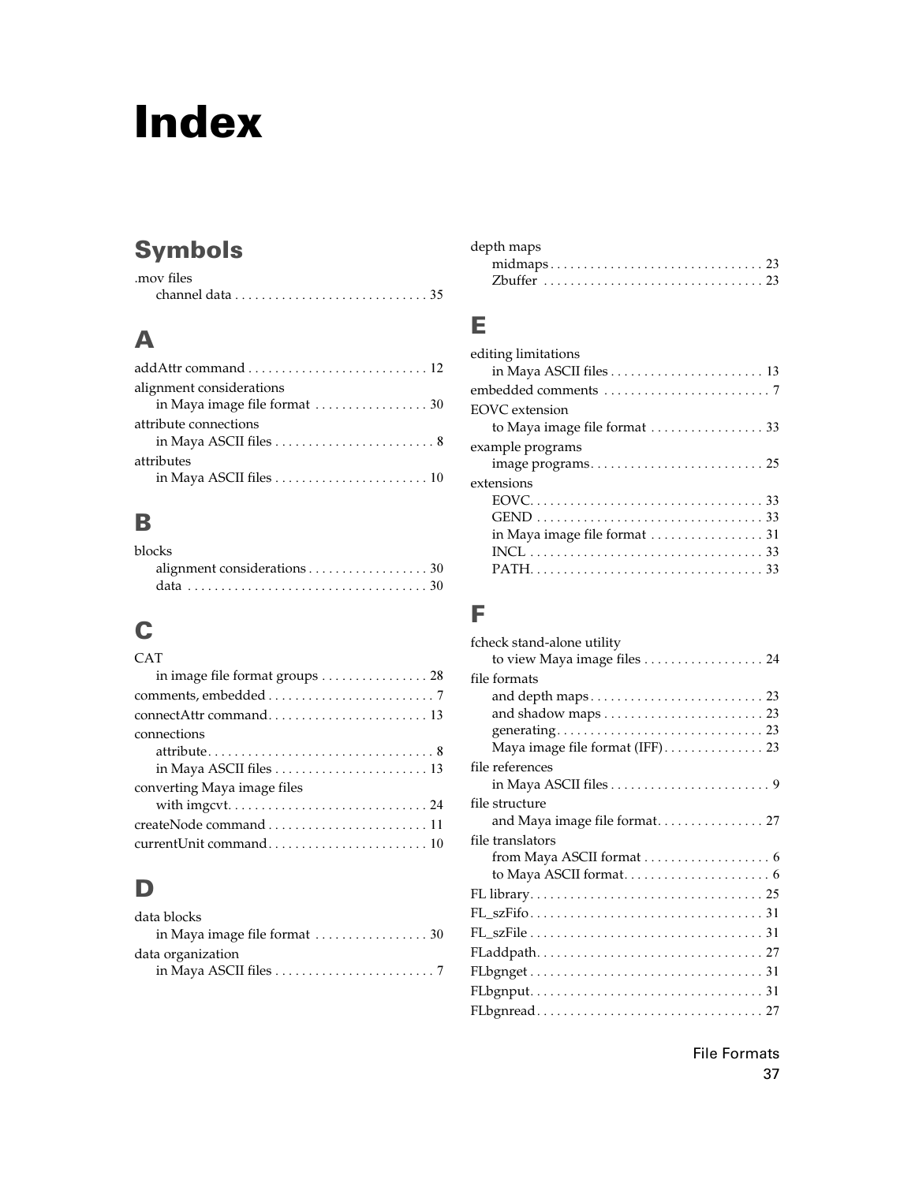# Index

## Symbols

.mov files
- channel data . . . . . . . . . . . . . . . . . . . . . . . . . . . . . 35

## A

addAttr command . . . . . . . . . . . . . . . . . . . . . . . . . . . 12

alignment considerations
- in Maya image file format . . . . . . . . . . . . . . . . . 30

attribute connections
- in Maya ASCII files . . . . . . . . . . . . . . . . . . . . . . . . 8

attributes
- in Maya ASCII files . . . . . . . . . . . . . . . . . . . . . . . 10

## B

blocks
- alignment considerations . . . . . . . . . . . . . . . . . . 30
- data . . . . . . . . . . . . . . . . . . . . . . . . . . . . . . . . . . . . 30

## C

CAT
- in image file format groups . . . . . . . . . . . . . . . . 28

comments, embedded . . . . . . . . . . . . . . . . . . . . . . . . . 7

connectAttr command. . . . . . . . . . . . . . . . . . . . . . . . 13

connections
- attribute. . . . . . . . . . . . . . . . . . . . . . . . . . . . . . . . . 8
- in Maya ASCII files . . . . . . . . . . . . . . . . . . . . . . . 13

converting Maya image files
- with imgcvt. . . . . . . . . . . . . . . . . . . . . . . . . . . . . 24

createNode command . . . . . . . . . . . . . . . . . . . . . . . . 11

currentUnit command. . . . . . . . . . . . . . . . . . . . . . . . 10

## D

data blocks
- in Maya image file format . . . . . . . . . . . . . . . . . 30

data organization
- in Maya ASCII files . . . . . . . . . . . . . . . . . . . . . . . . 7

depth maps
- midmaps. . . . . . . . . . . . . . . . . . . . . . . . . . . . . . . . 23
- Zbuffer . . . . . . . . . . . . . . . . . . . . . . . . . . . . . . . . 23

## E

editing limitations
- in Maya ASCII files . . . . . . . . . . . . . . . . . . . . . . . 13

embedded comments . . . . . . . . . . . . . . . . . . . . . . . . . 7

EOVC extension
- to Maya image file format . . . . . . . . . . . . . . . . . 33

example programs
- image programs. . . . . . . . . . . . . . . . . . . . . . . . . . 25

extensions
- EOVC. . . . . . . . . . . . . . . . . . . . . . . . . . . . . . . . . . 33
- GEND . . . . . . . . . . . . . . . . . . . . . . . . . . . . . . . . . 33
- in Maya image file format . . . . . . . . . . . . . . . . . 31
- INCL . . . . . . . . . . . . . . . . . . . . . . . . . . . . . . . . . . 33
- PATH. . . . . . . . . . . . . . . . . . . . . . . . . . . . . . . . . . 33

## F

fcheck stand-alone utility
- to view Maya image files . . . . . . . . . . . . . . . . . . 24

file formats
- and depth maps. . . . . . . . . . . . . . . . . . . . . . . . . . 23
- and shadow maps . . . . . . . . . . . . . . . . . . . . . . . . 23
- generating. . . . . . . . . . . . . . . . . . . . . . . . . . . . . . 23
- Maya image file format (IFF). . . . . . . . . . . . . . . 23

file references
- in Maya ASCII files . . . . . . . . . . . . . . . . . . . . . . . . 9

file structure
- and Maya image file format. . . . . . . . . . . . . . . . 27

file translators
- from Maya ASCII format . . . . . . . . . . . . . . . . . . . 6
- to Maya ASCII format. . . . . . . . . . . . . . . . . . . . . . 6

FL library. . . . . . . . . . . . . . . . . . . . . . . . . . . . . . . . . . 25

FL_szFifo. . . . . . . . . . . . . . . . . . . . . . . . . . . . . . . . . . 31

FL_szFile . . . . . . . . . . . . . . . . . . . . . . . . . . . . . . . . . . 31

FLaddpath. . . . . . . . . . . . . . . . . . . . . . . . . . . . . . . . . 27

FLbgnget . . . . . . . . . . . . . . . . . . . . . . . . . . . . . . . . . . 31

FLbgnput. . . . . . . . . . . . . . . . . . . . . . . . . . . . . . . . . . 31

FLbgnread . . . . . . . . . . . . . . . . . . . . . . . . . . . . . . . . . 27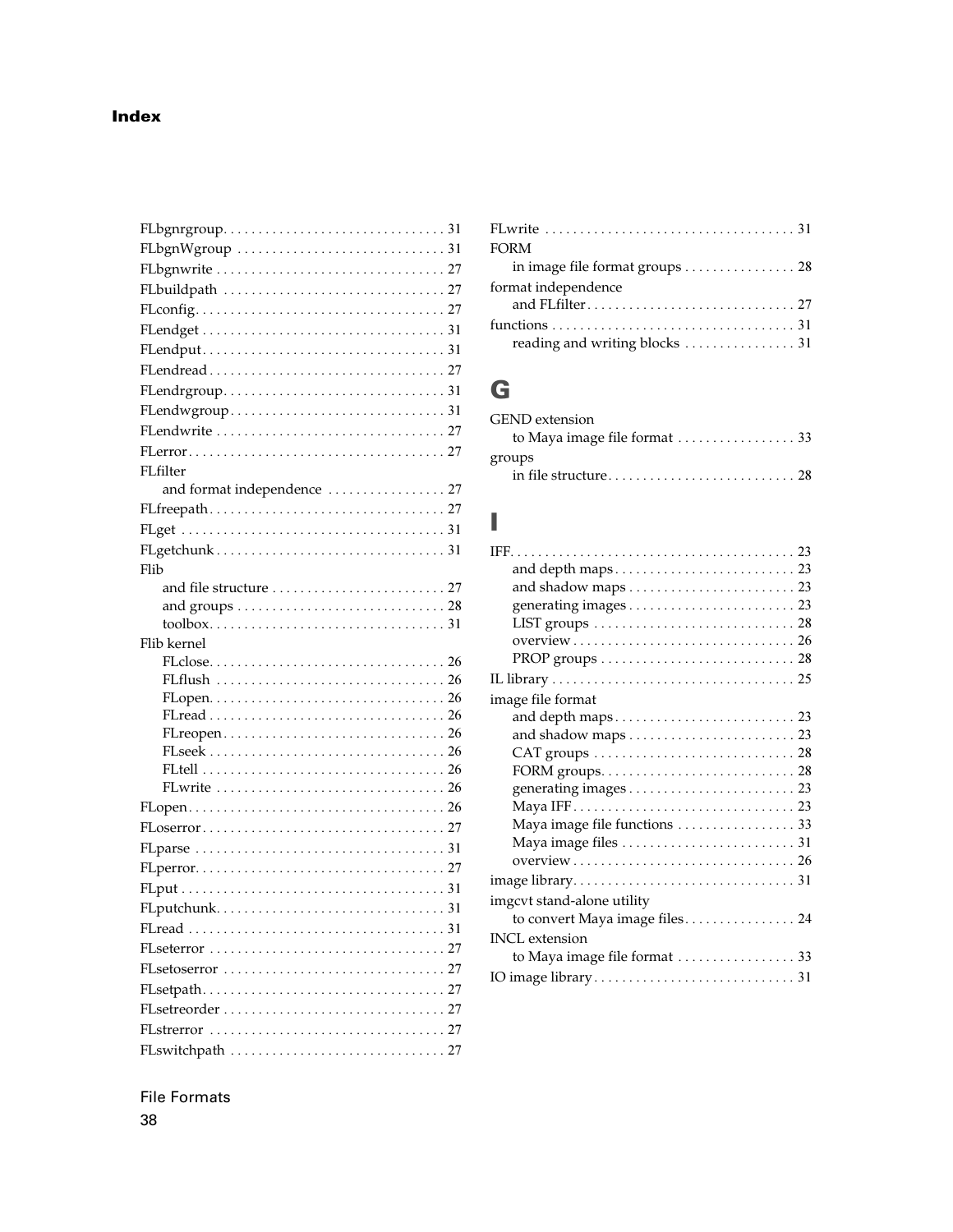## Index

FLbgnrgroup . . . . . . . . . . . . . . . . . . . . . . . . . . . . . . . . 31
FLbgnWgroup . . . . . . . . . . . . . . . . . . . . . . . . . . . . . . 31
FLbgnwrite . . . . . . . . . . . . . . . . . . . . . . . . . . . . . . . . 27
FLbuildpath . . . . . . . . . . . . . . . . . . . . . . . . . . . . . . . 27
FLconfig . . . . . . . . . . . . . . . . . . . . . . . . . . . . . . . . . . . 27
FLendget . . . . . . . . . . . . . . . . . . . . . . . . . . . . . . . . . . 31
FLendput . . . . . . . . . . . . . . . . . . . . . . . . . . . . . . . . . . 31
FLendread . . . . . . . . . . . . . . . . . . . . . . . . . . . . . . . . . 27
FLendrgroup . . . . . . . . . . . . . . . . . . . . . . . . . . . . . . . 31
FLendwgroup . . . . . . . . . . . . . . . . . . . . . . . . . . . . . . 31
FLendwrite . . . . . . . . . . . . . . . . . . . . . . . . . . . . . . . . 27
FLerror . . . . . . . . . . . . . . . . . . . . . . . . . . . . . . . . . . . . 27
FLfilter
  and format independence . . . . . . . . . . . . . . . . . 27
FLfreepath . . . . . . . . . . . . . . . . . . . . . . . . . . . . . . . . . 27
FLget . . . . . . . . . . . . . . . . . . . . . . . . . . . . . . . . . . . . . 31
FLgetchunk . . . . . . . . . . . . . . . . . . . . . . . . . . . . . . . . 31
Flib
  and file structure . . . . . . . . . . . . . . . . . . . . . . . . . 27
  and groups . . . . . . . . . . . . . . . . . . . . . . . . . . . . . . 28
  toolbox . . . . . . . . . . . . . . . . . . . . . . . . . . . . . . . . . 31
Flib kernel
  FLclose . . . . . . . . . . . . . . . . . . . . . . . . . . . . . . . . . 26
  FLflush . . . . . . . . . . . . . . . . . . . . . . . . . . . . . . . . 26
  FLopen . . . . . . . . . . . . . . . . . . . . . . . . . . . . . . . . . 26
  FLread . . . . . . . . . . . . . . . . . . . . . . . . . . . . . . . . . 26
  FLreopen . . . . . . . . . . . . . . . . . . . . . . . . . . . . . . . 26
  FLseek . . . . . . . . . . . . . . . . . . . . . . . . . . . . . . . . . 26
  FLtell . . . . . . . . . . . . . . . . . . . . . . . . . . . . . . . . . . 26
  FLwrite . . . . . . . . . . . . . . . . . . . . . . . . . . . . . . . . 26
FLopen . . . . . . . . . . . . . . . . . . . . . . . . . . . . . . . . . . . . 26
FLoserror . . . . . . . . . . . . . . . . . . . . . . . . . . . . . . . . . . 27
FLparse . . . . . . . . . . . . . . . . . . . . . . . . . . . . . . . . . . . 31
FLperror . . . . . . . . . . . . . . . . . . . . . . . . . . . . . . . . . . . 27
FLput . . . . . . . . . . . . . . . . . . . . . . . . . . . . . . . . . . . . . 31
FLputchunk . . . . . . . . . . . . . . . . . . . . . . . . . . . . . . . . 31
FLread . . . . . . . . . . . . . . . . . . . . . . . . . . . . . . . . . . . . 31
FLseterror . . . . . . . . . . . . . . . . . . . . . . . . . . . . . . . . . 27
FLsetoserror . . . . . . . . . . . . . . . . . . . . . . . . . . . . . . . 27
FLsetpath . . . . . . . . . . . . . . . . . . . . . . . . . . . . . . . . . . 27
FLsetreorder . . . . . . . . . . . . . . . . . . . . . . . . . . . . . . . 27
FLstrerror . . . . . . . . . . . . . . . . . . . . . . . . . . . . . . . . . 27
FLswitchpath . . . . . . . . . . . . . . . . . . . . . . . . . . . . . . 27
FLwrite . . . . . . . . . . . . . . . . . . . . . . . . . . . . . . . . . . . 31
FORM
  in image file format groups . . . . . . . . . . . . . . . . 28
format independence
  and FLfilter . . . . . . . . . . . . . . . . . . . . . . . . . . . . . 27
functions . . . . . . . . . . . . . . . . . . . . . . . . . . . . . . . . . . 31
  reading and writing blocks . . . . . . . . . . . . . . . . 31

# G

GEND extension
  to Maya image file format . . . . . . . . . . . . . . . . . 33
groups
  in file structure . . . . . . . . . . . . . . . . . . . . . . . . . . 28

# I

IFF . . . . . . . . . . . . . . . . . . . . . . . . . . . . . . . . . . . . . . . . 23
  and depth maps . . . . . . . . . . . . . . . . . . . . . . . . . . 23
  and shadow maps . . . . . . . . . . . . . . . . . . . . . . . . 23
  generating images . . . . . . . . . . . . . . . . . . . . . . . . 23
  LIST groups . . . . . . . . . . . . . . . . . . . . . . . . . . . . 28
  overview . . . . . . . . . . . . . . . . . . . . . . . . . . . . . . . 26
  PROP groups . . . . . . . . . . . . . . . . . . . . . . . . . . . 28
IL library . . . . . . . . . . . . . . . . . . . . . . . . . . . . . . . . . . 25
image file format
  and depth maps . . . . . . . . . . . . . . . . . . . . . . . . . . 23
  and shadow maps . . . . . . . . . . . . . . . . . . . . . . . . 23
  CAT groups . . . . . . . . . . . . . . . . . . . . . . . . . . . . . 28
  FORM groups . . . . . . . . . . . . . . . . . . . . . . . . . . . . 28
  generating images . . . . . . . . . . . . . . . . . . . . . . . . 23
  Maya IFF . . . . . . . . . . . . . . . . . . . . . . . . . . . . . . . 23
  Maya image file functions . . . . . . . . . . . . . . . . . 33
  Maya image files . . . . . . . . . . . . . . . . . . . . . . . . . 31
  overview . . . . . . . . . . . . . . . . . . . . . . . . . . . . . . . 26
image library . . . . . . . . . . . . . . . . . . . . . . . . . . . . . . . 31
imgcvt stand-alone utility
  to convert Maya image files . . . . . . . . . . . . . . . . 24
INCL extension
  to Maya image file format . . . . . . . . . . . . . . . . . 33
IO image library . . . . . . . . . . . . . . . . . . . . . . . . . . . . 31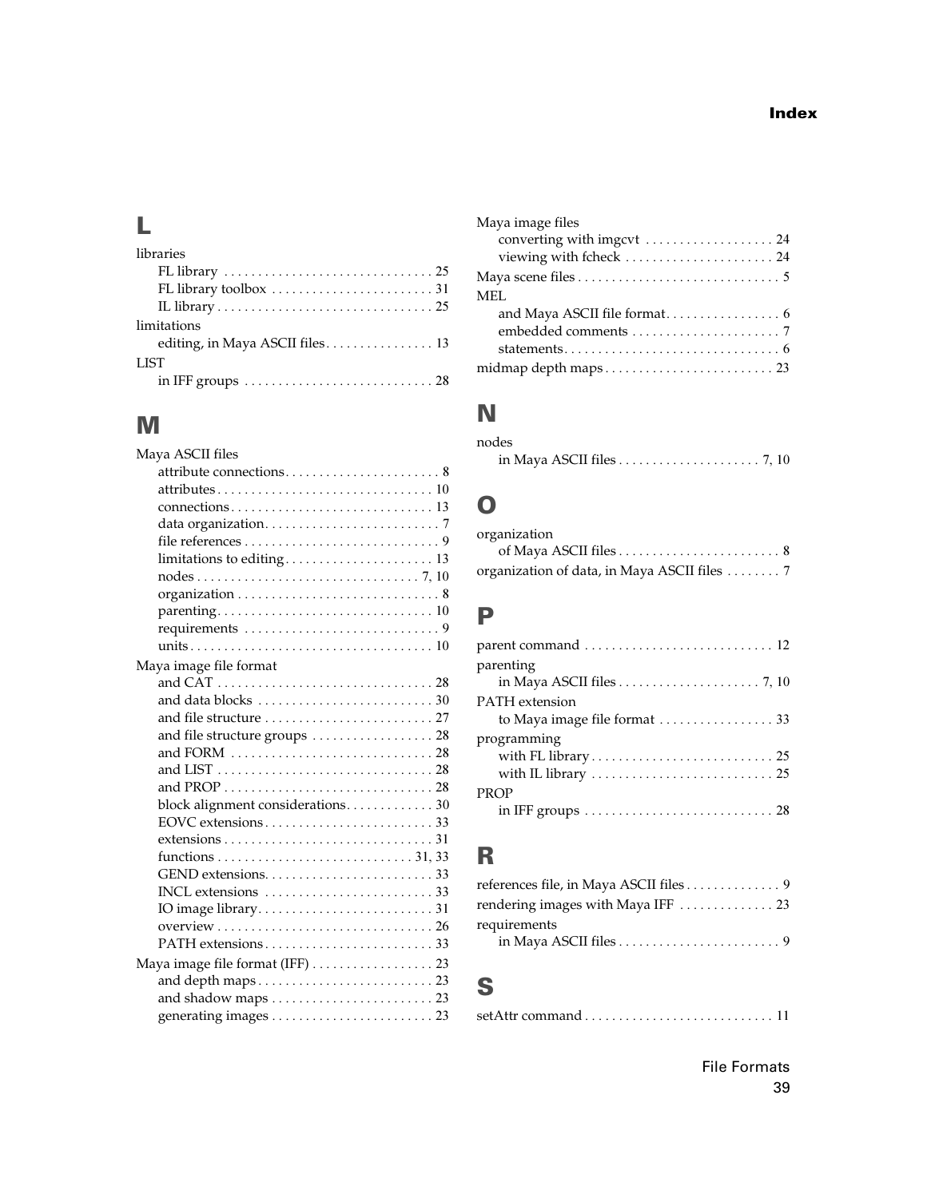## L

libraries
- FL library . . . . . . . . . . . . . . . . . . . . . . . . . . . . . . 25
- FL library toolbox . . . . . . . . . . . . . . . . . . . . . . . . 31
- IL library . . . . . . . . . . . . . . . . . . . . . . . . . . . . . . . 25

limitations
- editing, in Maya ASCII files . . . . . . . . . . . . . . . . 13

LIST
- in IFF groups . . . . . . . . . . . . . . . . . . . . . . . . . . . 28

## M

Maya ASCII files
- attribute connections . . . . . . . . . . . . . . . . . . . . . . 8
- attributes . . . . . . . . . . . . . . . . . . . . . . . . . . . . . . . 10
- connections . . . . . . . . . . . . . . . . . . . . . . . . . . . . . 13
- data organization . . . . . . . . . . . . . . . . . . . . . . . . . 7
- file references . . . . . . . . . . . . . . . . . . . . . . . . . . . . 9
- limitations to editing . . . . . . . . . . . . . . . . . . . . . 13
- nodes . . . . . . . . . . . . . . . . . . . . . . . . . . . . . . . . 7, 10
- organization . . . . . . . . . . . . . . . . . . . . . . . . . . . . . 8
- parenting . . . . . . . . . . . . . . . . . . . . . . . . . . . . . . . 10
- requirements . . . . . . . . . . . . . . . . . . . . . . . . . . . . 9
- units . . . . . . . . . . . . . . . . . . . . . . . . . . . . . . . . . . 10

Maya image file format
- and CAT . . . . . . . . . . . . . . . . . . . . . . . . . . . . . . . 28
- and data blocks . . . . . . . . . . . . . . . . . . . . . . . . . . 30
- and file structure . . . . . . . . . . . . . . . . . . . . . . . . 27
- and file structure groups . . . . . . . . . . . . . . . . . . 28
- and FORM . . . . . . . . . . . . . . . . . . . . . . . . . . . . . 28
- and LIST . . . . . . . . . . . . . . . . . . . . . . . . . . . . . . . 28
- and PROP . . . . . . . . . . . . . . . . . . . . . . . . . . . . . . 28
- block alignment considerations . . . . . . . . . . . . . 30
- EOVC extensions . . . . . . . . . . . . . . . . . . . . . . . . . 33
- extensions . . . . . . . . . . . . . . . . . . . . . . . . . . . . . . 31
- functions . . . . . . . . . . . . . . . . . . . . . . . . . . . . 31, 33
- GEND extensions . . . . . . . . . . . . . . . . . . . . . . . . . 33
- INCL extensions . . . . . . . . . . . . . . . . . . . . . . . . . 33
- IO image library . . . . . . . . . . . . . . . . . . . . . . . . . . 31
- overview . . . . . . . . . . . . . . . . . . . . . . . . . . . . . . . 26
- PATH extensions . . . . . . . . . . . . . . . . . . . . . . . . . 33

Maya image file format (IFF) . . . . . . . . . . . . . . . . . . 23
- and depth maps . . . . . . . . . . . . . . . . . . . . . . . . . . 23
- and shadow maps . . . . . . . . . . . . . . . . . . . . . . . . 23
- generating images . . . . . . . . . . . . . . . . . . . . . . . . 23

Maya image files
- converting with imgcvt . . . . . . . . . . . . . . . . . . . 24
- viewing with fcheck . . . . . . . . . . . . . . . . . . . . . . 24

Maya scene files . . . . . . . . . . . . . . . . . . . . . . . . . . . . . . 5

MEL
- and Maya ASCII file format . . . . . . . . . . . . . . . . . 6
- embedded comments . . . . . . . . . . . . . . . . . . . . . . 7
- statements . . . . . . . . . . . . . . . . . . . . . . . . . . . . . . . 6

midmap depth maps . . . . . . . . . . . . . . . . . . . . . . . . . 23

## N

nodes
- in Maya ASCII files . . . . . . . . . . . . . . . . . . . . . 7, 10

## O

organization
- of Maya ASCII files . . . . . . . . . . . . . . . . . . . . . . . . 8

organization of data, in Maya ASCII files . . . . . . . . 7

## P

parent command . . . . . . . . . . . . . . . . . . . . . . . . . . . . 12

parenting
- in Maya ASCII files . . . . . . . . . . . . . . . . . . . . . 7, 10

PATH extension
- to Maya image file format . . . . . . . . . . . . . . . . . 33

programming
- with FL library . . . . . . . . . . . . . . . . . . . . . . . . . . . 25
- with IL library . . . . . . . . . . . . . . . . . . . . . . . . . . . 25

PROP
- in IFF groups . . . . . . . . . . . . . . . . . . . . . . . . . . . . 28

## R

references file, in Maya ASCII files . . . . . . . . . . . . . . 9

rendering images with Maya IFF . . . . . . . . . . . . . . 23

requirements
- in Maya ASCII files . . . . . . . . . . . . . . . . . . . . . . . . 9

## S

setAttr command . . . . . . . . . . . . . . . . . . . . . . . . . . . . 11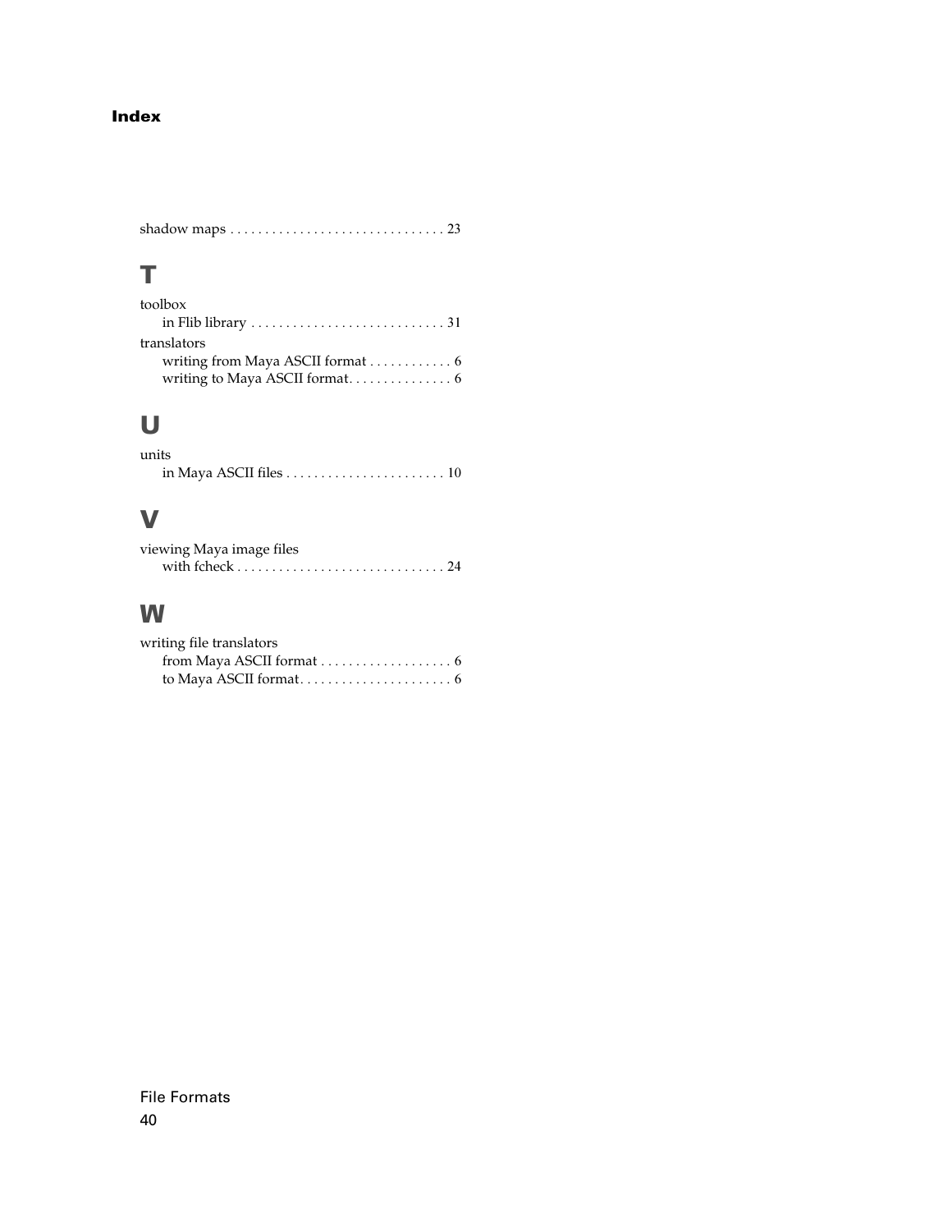shadow maps . . . . . . . . . . . . . . . . . . . . . . . . . . . . . . 23

## T

toolbox
    in Flib library . . . . . . . . . . . . . . . . . . . . . . . . . . . . 31
translators
    writing from Maya ASCII format . . . . . . . . . . . . 6
    writing to Maya ASCII format. . . . . . . . . . . . . . . 6

## U

units
    in Maya ASCII files . . . . . . . . . . . . . . . . . . . . . . . 10

## V

viewing Maya image files
    with fcheck . . . . . . . . . . . . . . . . . . . . . . . . . . . . . 24

## W

writing file translators
    from Maya ASCII format . . . . . . . . . . . . . . . . . . . 6
    to Maya ASCII format. . . . . . . . . . . . . . . . . . . . . . 6